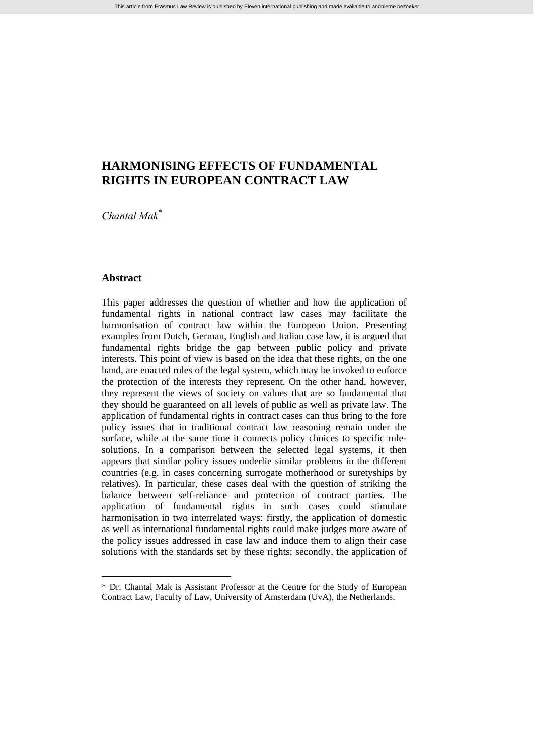# HARMONISING EFFECTS OF FUNDAMENTAL RIGHTS IN EUROPEAN CONTRACT LAW

*Chantal Mak*[*]

## Abstract

This paper addresses the question of whether and how the application of fundamental rights in national contract law cases may facilitate the harmonisation of contract law within the European Union. Presenting examples from Dutch, German, English and Italian case law, it is argued that fundamental rights bridge the gap between public policy and private interests. This point of view is based on the idea that these rights, on the one hand, are enacted rules of the legal system, which may be invoked to enforce the protection of the interests they represent. On the other hand, however, they represent the views of society on values that are so fundamental that they should be guaranteed on all levels of public as well as private law. The application of fundamental rights in contract cases can thus bring to the fore policy issues that in traditional contract law reasoning remain under the surface, while at the same time it connects policy choices to specific rule-solutions. In a comparison between the selected legal systems, it then appears that similar policy issues underlie similar problems in the different countries (e.g. in cases concerning surrogate motherhood or suretyships by relatives). In particular, these cases deal with the question of striking the balance between self-reliance and protection of contract parties. The application of fundamental rights in such cases could stimulate harmonisation in two interrelated ways: firstly, the application of domestic as well as international fundamental rights could make judges more aware of the policy issues addressed in case law and induce them to align their case solutions with the standards set by these rights; secondly, the application of

---

[*] Dr. Chantal Mak is Assistant Professor at the Centre for the Study of European Contract Law, Faculty of Law, University of Amsterdam (UvA), the Netherlands.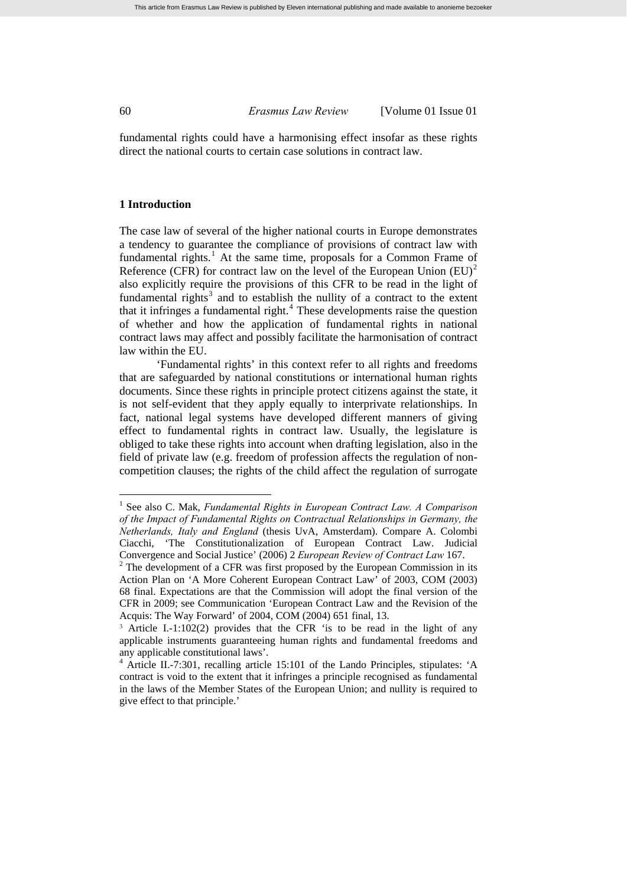fundamental rights could have a harmonising effect insofar as these rights direct the national courts to certain case solutions in contract law.

## 1 Introduction

The case law of several of the higher national courts in Europe demonstrates a tendency to guarantee the compliance of provisions of contract law with fundamental rights.[1] At the same time, proposals for a Common Frame of Reference (CFR) for contract law on the level of the European Union (EU)[2] also explicitly require the provisions of this CFR to be read in the light of fundamental rights[3] and to establish the nullity of a contract to the extent that it infringes a fundamental right.[4] These developments raise the question of whether and how the application of fundamental rights in national contract laws may affect and possibly facilitate the harmonisation of contract law within the EU.

'Fundamental rights' in this context refer to all rights and freedoms that are safeguarded by national constitutions or international human rights documents. Since these rights in principle protect citizens against the state, it is not self-evident that they apply equally to interprivate relationships. In fact, national legal systems have developed different manners of giving effect to fundamental rights in contract law. Usually, the legislature is obliged to take these rights into account when drafting legislation, also in the field of private law (e.g. freedom of profession affects the regulation of non-competition clauses; the rights of the child affect the regulation of surrogate

---

[1] See also C. Mak, *Fundamental Rights in European Contract Law. A Comparison of the Impact of Fundamental Rights on Contractual Relationships in Germany, the Netherlands, Italy and England* (thesis UvA, Amsterdam). Compare A. Colombi Ciacchi, 'The Constitutionalization of European Contract Law. Judicial Convergence and Social Justice' (2006) 2 *European Review of Contract Law* 167.

[2] The development of a CFR was first proposed by the European Commission in its Action Plan on 'A More Coherent European Contract Law' of 2003, COM (2003) 68 final. Expectations are that the Commission will adopt the final version of the CFR in 2009; see Communication 'European Contract Law and the Revision of the Acquis: The Way Forward' of 2004, COM (2004) 651 final, 13.

[3] Article I.-1:102(2) provides that the CFR 'is to be read in the light of any applicable instruments guaranteeing human rights and fundamental freedoms and any applicable constitutional laws'.

[4] Article II.-7:301, recalling article 15:101 of the Lando Principles, stipulates: 'A contract is void to the extent that it infringes a principle recognised as fundamental in the laws of the Member States of the European Union; and nullity is required to give effect to that principle.'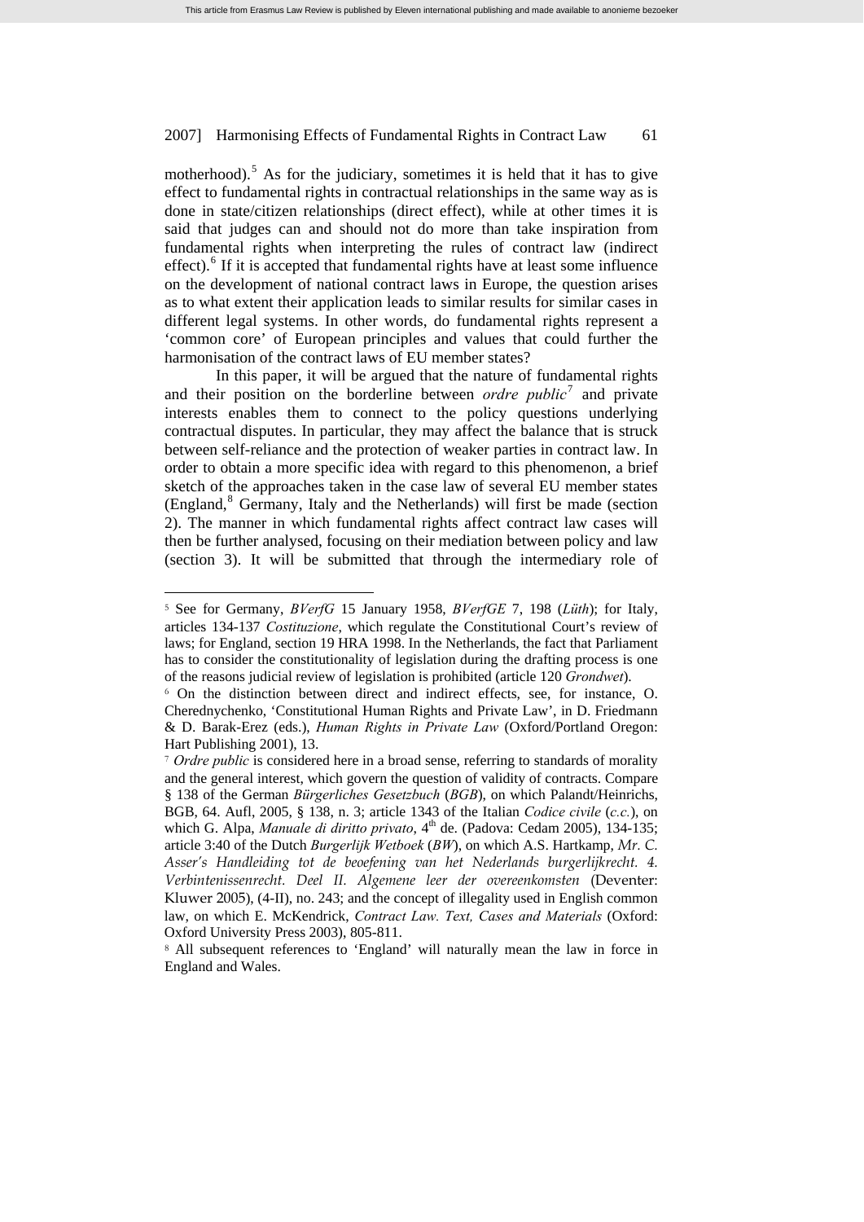motherhood).[5] As for the judiciary, sometimes it is held that it has to give effect to fundamental rights in contractual relationships in the same way as is done in state/citizen relationships (direct effect), while at other times it is said that judges can and should not do more than take inspiration from fundamental rights when interpreting the rules of contract law (indirect effect).[6] If it is accepted that fundamental rights have at least some influence on the development of national contract laws in Europe, the question arises as to what extent their application leads to similar results for similar cases in different legal systems. In other words, do fundamental rights represent a 'common core' of European principles and values that could further the harmonisation of the contract laws of EU member states?

In this paper, it will be argued that the nature of fundamental rights and their position on the borderline between *ordre public*[7] and private interests enables them to connect to the policy questions underlying contractual disputes. In particular, they may affect the balance that is struck between self-reliance and the protection of weaker parties in contract law. In order to obtain a more specific idea with regard to this phenomenon, a brief sketch of the approaches taken in the case law of several EU member states (England,[8] Germany, Italy and the Netherlands) will first be made (section 2). The manner in which fundamental rights affect contract law cases will then be further analysed, focusing on their mediation between policy and law (section 3). It will be submitted that through the intermediary role of

---

[5] See for Germany, *BVerfG* 15 January 1958, *BVerfGE* 7, 198 (*Lüth*); for Italy, articles 134-137 *Costituzione*, which regulate the Constitutional Court's review of laws; for England, section 19 HRA 1998. In the Netherlands, the fact that Parliament has to consider the constitutionality of legislation during the drafting process is one of the reasons judicial review of legislation is prohibited (article 120 *Grondwet*).

[6] On the distinction between direct and indirect effects, see, for instance, O. Cherednychenko, 'Constitutional Human Rights and Private Law', in D. Friedmann & D. Barak-Erez (eds.), *Human Rights in Private Law* (Oxford/Portland Oregon: Hart Publishing 2001), 13.

[7] *Ordre public* is considered here in a broad sense, referring to standards of morality and the general interest, which govern the question of validity of contracts. Compare § 138 of the German *Bürgerliches Gesetzbuch* (*BGB*), on which Palandt/Heinrichs, BGB, 64. Aufl, 2005, § 138, n. 3; article 1343 of the Italian *Codice civile* (*c.c.*), on which G. Alpa, *Manuale di diritto privato*, 4th de. (Padova: Cedam 2005), 134-135; article 3:40 of the Dutch *Burgerlijk Wetboek* (*BW*), on which A.S. Hartkamp, *Mr. C. Asser's Handleiding tot de beoefening van het Nederlands burgerlijkrecht. 4. Verbintenissenrecht. Deel II. Algemene leer der overeenkomsten* (Deventer: Kluwer 2005), (4-II), no. 243; and the concept of illegality used in English common law, on which E. McKendrick, *Contract Law. Text, Cases and Materials* (Oxford: Oxford University Press 2003), 805-811.

[8] All subsequent references to 'England' will naturally mean the law in force in England and Wales.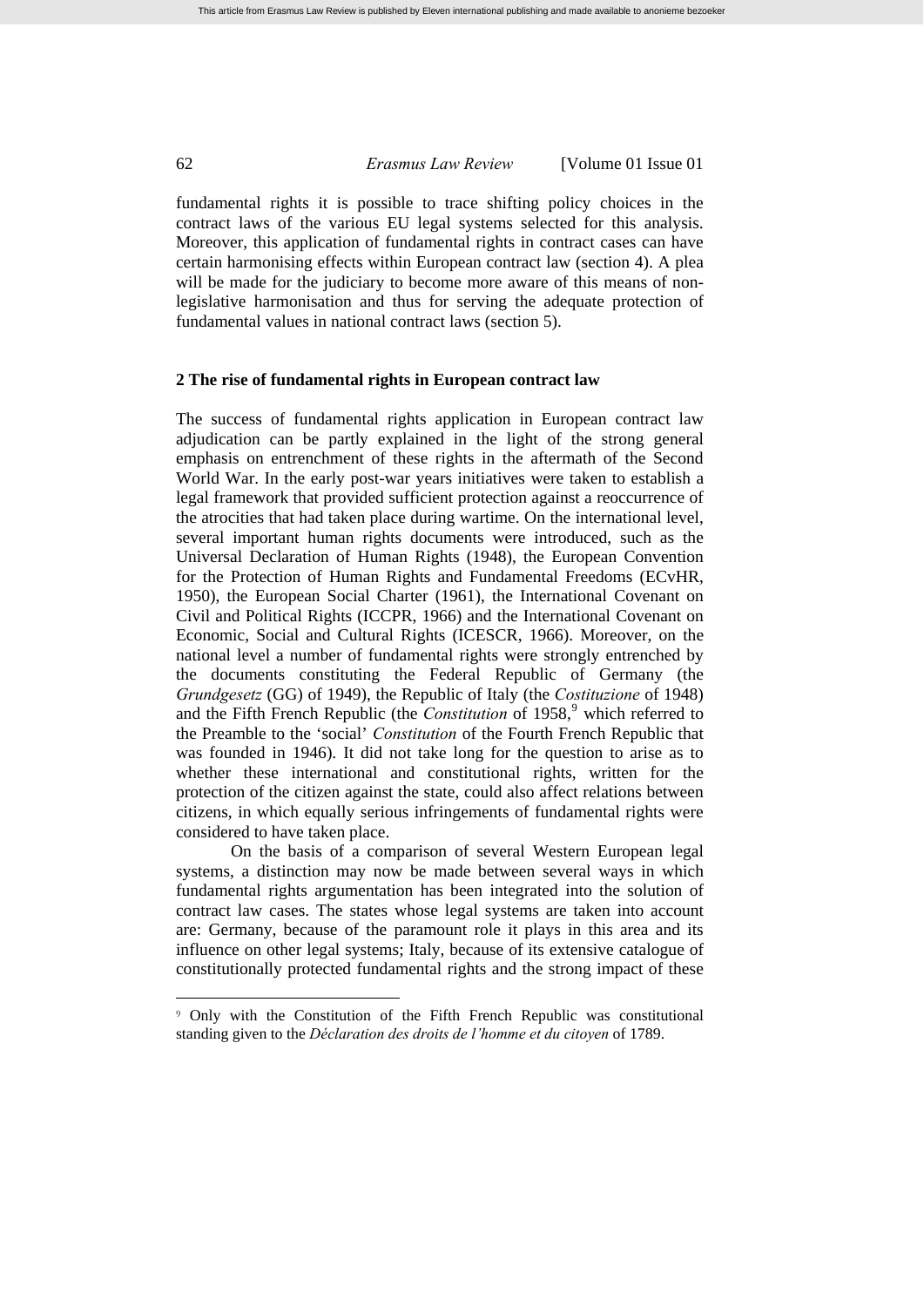fundamental rights it is possible to trace shifting policy choices in the contract laws of the various EU legal systems selected for this analysis. Moreover, this application of fundamental rights in contract cases can have certain harmonising effects within European contract law (section 4). A plea will be made for the judiciary to become more aware of this means of non-legislative harmonisation and thus for serving the adequate protection of fundamental values in national contract laws (section 5).

## 2 The rise of fundamental rights in European contract law

The success of fundamental rights application in European contract law adjudication can be partly explained in the light of the strong general emphasis on entrenchment of these rights in the aftermath of the Second World War. In the early post-war years initiatives were taken to establish a legal framework that provided sufficient protection against a reoccurrence of the atrocities that had taken place during wartime. On the international level, several important human rights documents were introduced, such as the Universal Declaration of Human Rights (1948), the European Convention for the Protection of Human Rights and Fundamental Freedoms (ECvHR, 1950), the European Social Charter (1961), the International Covenant on Civil and Political Rights (ICCPR, 1966) and the International Covenant on Economic, Social and Cultural Rights (ICESCR, 1966). Moreover, on the national level a number of fundamental rights were strongly entrenched by the documents constituting the Federal Republic of Germany (the *Grundgesetz* (GG) of 1949), the Republic of Italy (the *Costituzione* of 1948) and the Fifth French Republic (the *Constitution* of 1958,[9] which referred to the Preamble to the 'social' *Constitution* of the Fourth French Republic that was founded in 1946). It did not take long for the question to arise as to whether these international and constitutional rights, written for the protection of the citizen against the state, could also affect relations between citizens, in which equally serious infringements of fundamental rights were considered to have taken place.

On the basis of a comparison of several Western European legal systems, a distinction may now be made between several ways in which fundamental rights argumentation has been integrated into the solution of contract law cases. The states whose legal systems are taken into account are: Germany, because of the paramount role it plays in this area and its influence on other legal systems; Italy, because of its extensive catalogue of constitutionally protected fundamental rights and the strong impact of these

---

[9] Only with the Constitution of the Fifth French Republic was constitutional standing given to the *Déclaration des droits de l'homme et du citoyen* of 1789.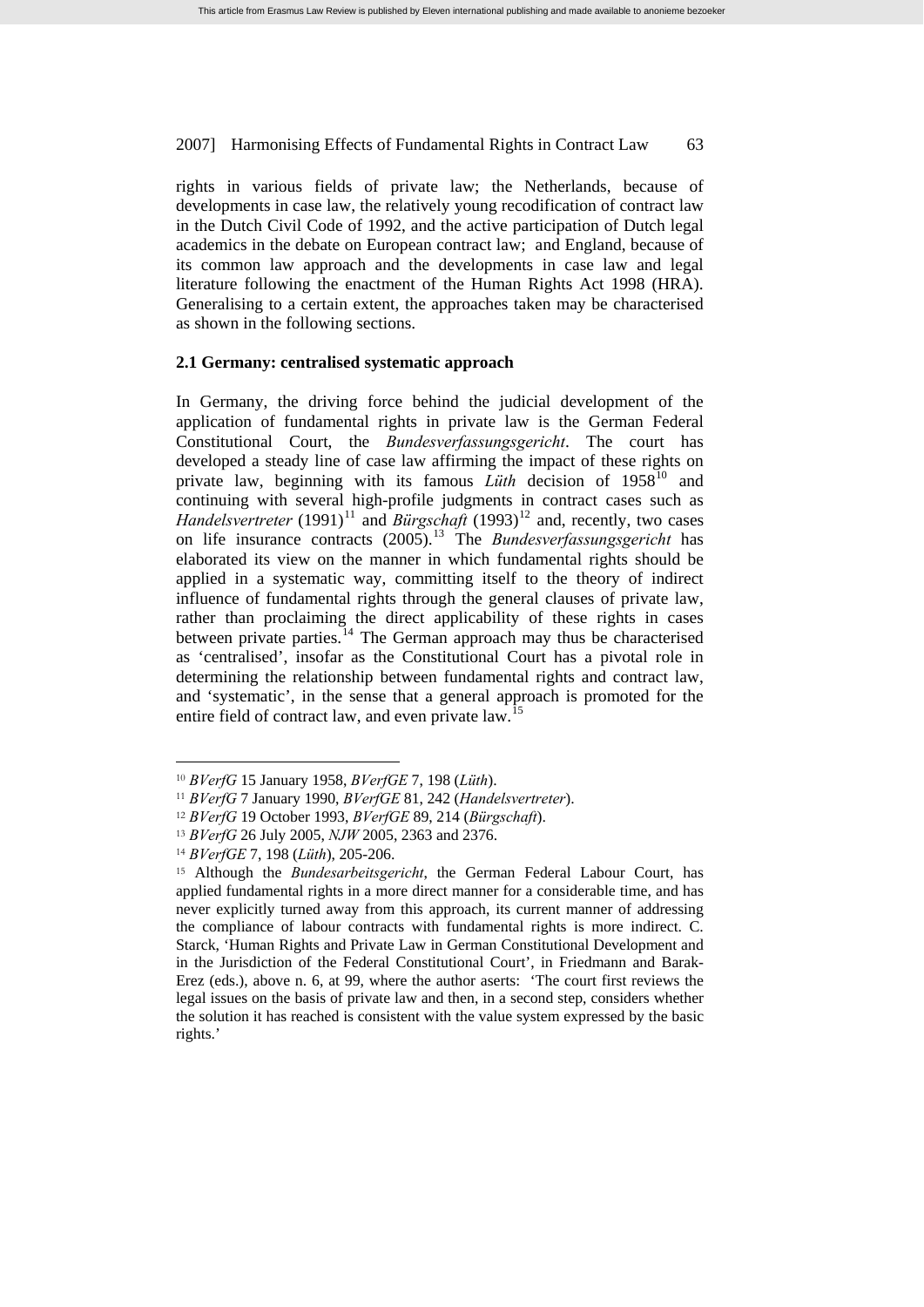rights in various fields of private law; the Netherlands, because of developments in case law, the relatively young recodification of contract law in the Dutch Civil Code of 1992, and the active participation of Dutch legal academics in the debate on European contract law; and England, because of its common law approach and the developments in case law and legal literature following the enactment of the Human Rights Act 1998 (HRA). Generalising to a certain extent, the approaches taken may be characterised as shown in the following sections.

### 2.1 Germany: centralised systematic approach

In Germany, the driving force behind the judicial development of the application of fundamental rights in private law is the German Federal Constitutional Court, the *Bundesverfassungsgericht*. The court has developed a steady line of case law affirming the impact of these rights on private law, beginning with its famous *Lüth* decision of 1958[10] and continuing with several high-profile judgments in contract cases such as *Handelsvertreter* (1991)[11] and *Bürgschaft* (1993)[12] and, recently, two cases on life insurance contracts (2005).[13] The *Bundesverfassungsgericht* has elaborated its view on the manner in which fundamental rights should be applied in a systematic way, committing itself to the theory of indirect influence of fundamental rights through the general clauses of private law, rather than proclaiming the direct applicability of these rights in cases between private parties.[14] The German approach may thus be characterised as 'centralised', insofar as the Constitutional Court has a pivotal role in determining the relationship between fundamental rights and contract law, and 'systematic', in the sense that a general approach is promoted for the entire field of contract law, and even private law.[15]

---

[10] *BVerfG* 15 January 1958, *BVerfGE* 7, 198 (*Lüth*).

[11] *BVerfG* 7 January 1990, *BVerfGE* 81, 242 (*Handelsvertreter*).

[12] *BVerfG* 19 October 1993, *BVerfGE* 89, 214 (*Bürgschaft*).

[13] *BVerfG* 26 July 2005, *NJW* 2005, 2363 and 2376.

[14] *BVerfGE* 7, 198 (*Lüth*), 205-206.

[15] Although the *Bundesarbeitsgericht*, the German Federal Labour Court, has applied fundamental rights in a more direct manner for a considerable time, and has never explicitly turned away from this approach, its current manner of addressing the compliance of labour contracts with fundamental rights is more indirect. C. Starck, 'Human Rights and Private Law in German Constitutional Development and in the Jurisdiction of the Federal Constitutional Court', in Friedmann and Barak-Erez (eds.), above n. 6, at 99, where the author aserts: 'The court first reviews the legal issues on the basis of private law and then, in a second step, considers whether the solution it has reached is consistent with the value system expressed by the basic rights.'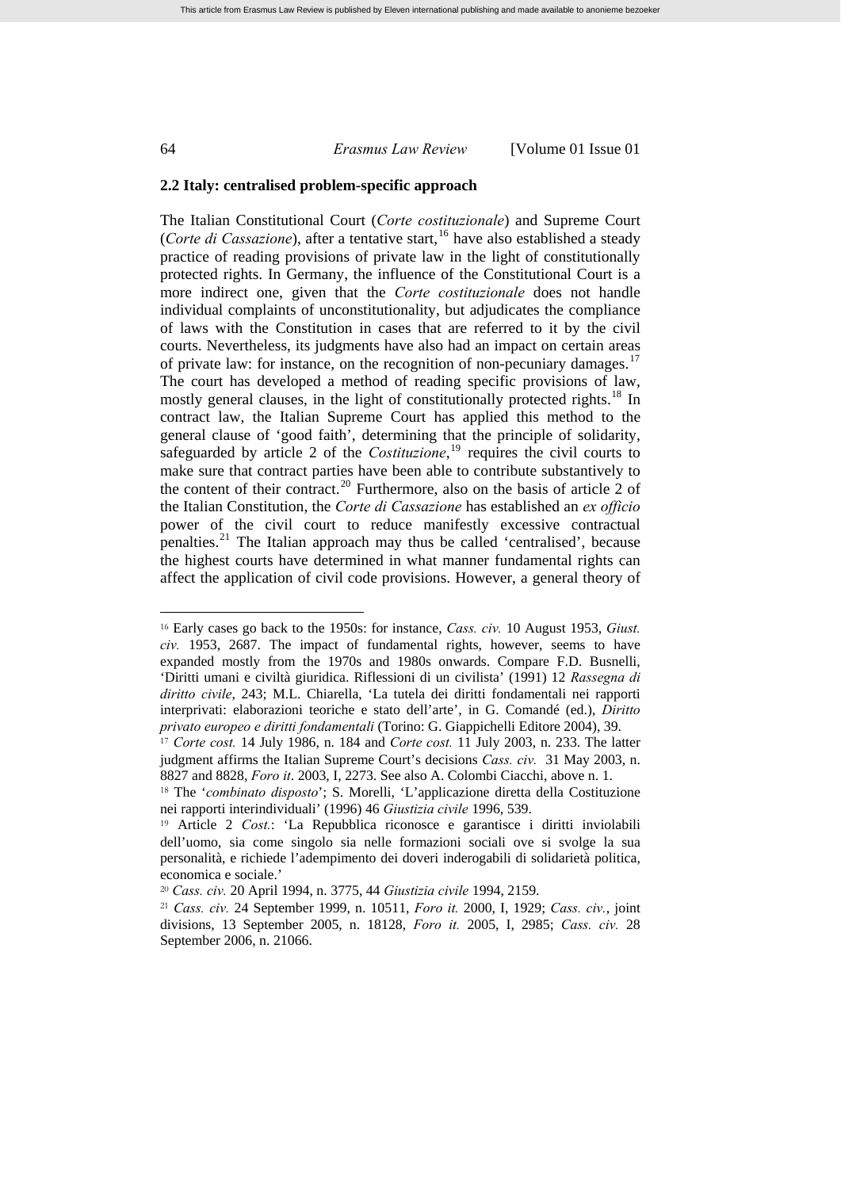### 2.2 Italy: centralised problem-specific approach

The Italian Constitutional Court (*Corte costituzionale*) and Supreme Court (*Corte di Cassazione*), after a tentative start,[16] have also established a steady practice of reading provisions of private law in the light of constitutionally protected rights. In Germany, the influence of the Constitutional Court is a more indirect one, given that the *Corte costituzionale* does not handle individual complaints of unconstitutionality, but adjudicates the compliance of laws with the Constitution in cases that are referred to it by the civil courts. Nevertheless, its judgments have also had an impact on certain areas of private law: for instance, on the recognition of non-pecuniary damages.[17] The court has developed a method of reading specific provisions of law, mostly general clauses, in the light of constitutionally protected rights.[18] In contract law, the Italian Supreme Court has applied this method to the general clause of 'good faith', determining that the principle of solidarity, safeguarded by article 2 of the *Costituzione*,[19] requires the civil courts to make sure that contract parties have been able to contribute substantively to the content of their contract.[20] Furthermore, also on the basis of article 2 of the Italian Constitution, the *Corte di Cassazione* has established an *ex officio* power of the civil court to reduce manifestly excessive contractual penalties.[21] The Italian approach may thus be called 'centralised', because the highest courts have determined in what manner fundamental rights can affect the application of civil code provisions. However, a general theory of

---

[16] Early cases go back to the 1950s: for instance, *Cass. civ.* 10 August 1953, *Giust. civ.* 1953, 2687. The impact of fundamental rights, however, seems to have expanded mostly from the 1970s and 1980s onwards. Compare F.D. Busnelli, 'Diritti umani e civiltà giuridica. Riflessioni di un civilista' (1991) 12 *Rassegna di diritto civile*, 243; M.L. Chiarella, 'La tutela dei diritti fondamentali nei rapporti interprivati: elaborazioni teoriche e stato dell'arte', in G. Comandé (ed.), *Diritto privato europeo e diritti fondamentali* (Torino: G. Giappichelli Editore 2004), 39.

[17] *Corte cost.* 14 July 1986, n. 184 and *Corte cost.* 11 July 2003, n. 233. The latter judgment affirms the Italian Supreme Court's decisions *Cass. civ.* 31 May 2003, n. 8827 and 8828, *Foro it*. 2003, I, 2273. See also A. Colombi Ciacchi, above n. 1.

[18] The '*combinato disposto*'; S. Morelli, 'L'applicazione diretta della Costituzione nei rapporti interindividuali' (1996) 46 *Giustizia civile* 1996, 539.

[19] Article 2 *Cost.*: 'La Repubblica riconosce e garantisce i diritti inviolabili dell'uomo, sia come singolo sia nelle formazioni sociali ove si svolge la sua personalità, e richiede l'adempimento dei doveri inderogabili di solidarietà politica, economica e sociale.'

[20] *Cass. civ.* 20 April 1994, n. 3775, 44 *Giustizia civile* 1994, 2159.

[21] *Cass. civ.* 24 September 1999, n. 10511, *Foro it.* 2000, I, 1929; *Cass. civ.*, joint divisions, 13 September 2005, n. 18128, *Foro it.* 2005, I, 2985; *Cass. civ.* 28 September 2006, n. 21066.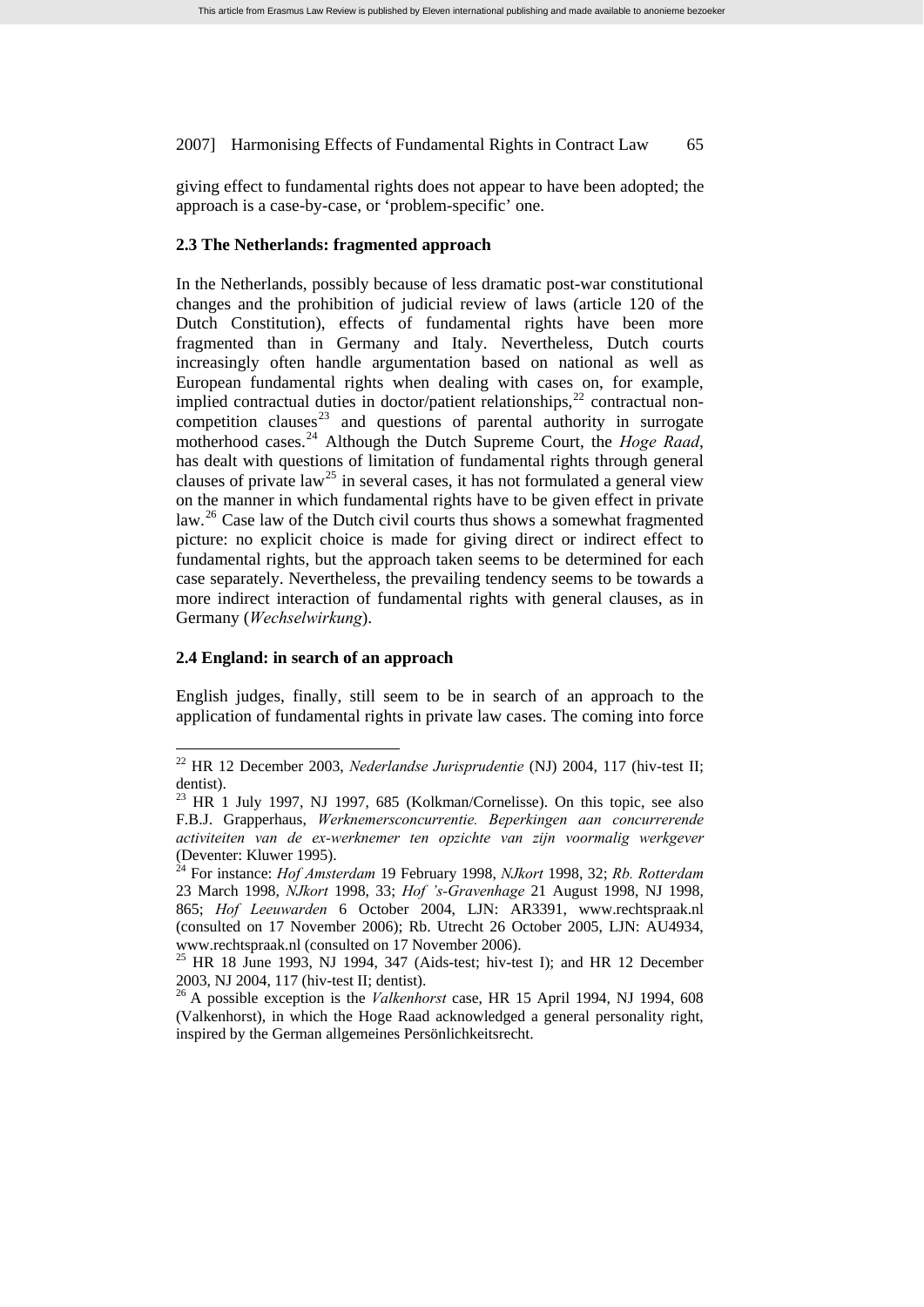giving effect to fundamental rights does not appear to have been adopted; the approach is a case-by-case, or 'problem-specific' one.

### 2.3 The Netherlands: fragmented approach

In the Netherlands, possibly because of less dramatic post-war constitutional changes and the prohibition of judicial review of laws (article 120 of the Dutch Constitution), effects of fundamental rights have been more fragmented than in Germany and Italy. Nevertheless, Dutch courts increasingly often handle argumentation based on national as well as European fundamental rights when dealing with cases on, for example, implied contractual duties in doctor/patient relationships,[22] contractual non-competition clauses[23] and questions of parental authority in surrogate motherhood cases.[24] Although the Dutch Supreme Court, the *Hoge Raad*, has dealt with questions of limitation of fundamental rights through general clauses of private law[25] in several cases, it has not formulated a general view on the manner in which fundamental rights have to be given effect in private law.[26] Case law of the Dutch civil courts thus shows a somewhat fragmented picture: no explicit choice is made for giving direct or indirect effect to fundamental rights, but the approach taken seems to be determined for each case separately. Nevertheless, the prevailing tendency seems to be towards a more indirect interaction of fundamental rights with general clauses, as in Germany (*Wechselwirkung*).

### 2.4 England: in search of an approach

English judges, finally, still seem to be in search of an approach to the application of fundamental rights in private law cases. The coming into force

---

[22] HR 12 December 2003, *Nederlandse Jurisprudentie* (NJ) 2004, 117 (hiv-test II; dentist).

[23] HR 1 July 1997, NJ 1997, 685 (Kolkman/Cornelisse). On this topic, see also F.B.J. Grapperhaus, *Werknemersconcurrentie. Beperkingen aan concurrerende activiteiten van de ex-werknemer ten opzichte van zijn voormalig werkgever* (Deventer: Kluwer 1995).

[24] For instance: *Hof Amsterdam* 19 February 1998, *NJkort* 1998, 32; *Rb. Rotterdam* 23 March 1998, *NJkort* 1998, 33; *Hof 's-Gravenhage* 21 August 1998, NJ 1998, 865; *Hof Leeuwarden* 6 October 2004, LJN: AR3391, www.rechtspraak.nl (consulted on 17 November 2006); Rb. Utrecht 26 October 2005, LJN: AU4934, www.rechtspraak.nl (consulted on 17 November 2006).

[25] HR 18 June 1993, NJ 1994, 347 (Aids-test; hiv-test I); and HR 12 December 2003, NJ 2004, 117 (hiv-test II; dentist).

[26] A possible exception is the *Valkenhorst* case, HR 15 April 1994, NJ 1994, 608 (Valkenhorst), in which the Hoge Raad acknowledged a general personality right, inspired by the German allgemeines Persönlichkeitsrecht.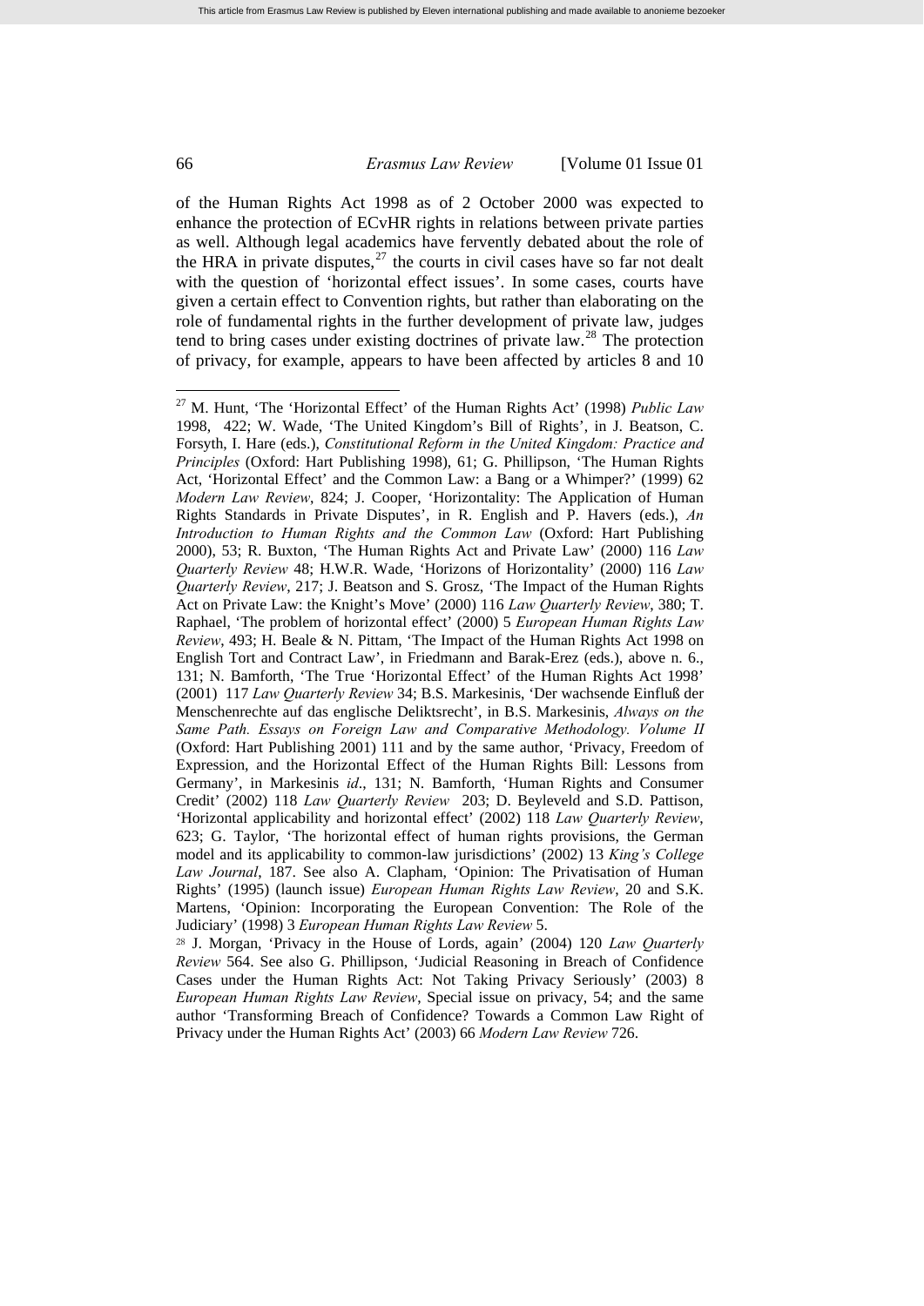of the Human Rights Act 1998 as of 2 October 2000 was expected to enhance the protection of ECvHR rights in relations between private parties as well. Although legal academics have fervently debated about the role of the HRA in private disputes,[27] the courts in civil cases have so far not dealt with the question of 'horizontal effect issues'. In some cases, courts have given a certain effect to Convention rights, but rather than elaborating on the role of fundamental rights in the further development of private law, judges tend to bring cases under existing doctrines of private law.[28] The protection of privacy, for example, appears to have been affected by articles 8 and 10

---

[27] M. Hunt, 'The 'Horizontal Effect' of the Human Rights Act' (1998) *Public Law* 1998, 422; W. Wade, 'The United Kingdom's Bill of Rights', in J. Beatson, C. Forsyth, I. Hare (eds.), *Constitutional Reform in the United Kingdom: Practice and Principles* (Oxford: Hart Publishing 1998), 61; G. Phillipson, 'The Human Rights Act, 'Horizontal Effect' and the Common Law: a Bang or a Whimper?' (1999) 62 *Modern Law Review*, 824; J. Cooper, 'Horizontality: The Application of Human Rights Standards in Private Disputes', in R. English and P. Havers (eds.), *An Introduction to Human Rights and the Common Law* (Oxford: Hart Publishing 2000), 53; R. Buxton, 'The Human Rights Act and Private Law' (2000) 116 *Law Quarterly Review* 48; H.W.R. Wade, 'Horizons of Horizontality' (2000) 116 *Law Quarterly Review*, 217; J. Beatson and S. Grosz, 'The Impact of the Human Rights Act on Private Law: the Knight's Move' (2000) 116 *Law Quarterly Review*, 380; T. Raphael, 'The problem of horizontal effect' (2000) 5 *European Human Rights Law Review*, 493; H. Beale & N. Pittam, 'The Impact of the Human Rights Act 1998 on English Tort and Contract Law', in Friedmann and Barak-Erez (eds.), above n. 6., 131; N. Bamforth, 'The True 'Horizontal Effect' of the Human Rights Act 1998' (2001) 117 *Law Quarterly Review* 34; B.S. Markesinis, 'Der wachsende Einfluß der Menschenrechte auf das englische Deliktsrecht', in B.S. Markesinis, *Always on the Same Path. Essays on Foreign Law and Comparative Methodology. Volume II* (Oxford: Hart Publishing 2001) 111 and by the same author, 'Privacy, Freedom of Expression, and the Horizontal Effect of the Human Rights Bill: Lessons from Germany', in Markesinis *id*., 131; N. Bamforth, 'Human Rights and Consumer Credit' (2002) 118 *Law Quarterly Review* 203; D. Beyleveld and S.D. Pattison, 'Horizontal applicability and horizontal effect' (2002) 118 *Law Quarterly Review*, 623; G. Taylor, 'The horizontal effect of human rights provisions, the German model and its applicability to common-law jurisdictions' (2002) 13 *King's College Law Journal*, 187. See also A. Clapham, 'Opinion: The Privatisation of Human Rights' (1995) (launch issue) *European Human Rights Law Review*, 20 and S.K. Martens, 'Opinion: Incorporating the European Convention: The Role of the Judiciary' (1998) 3 *European Human Rights Law Review* 5.

[28] J. Morgan, 'Privacy in the House of Lords, again' (2004) 120 *Law Quarterly Review* 564. See also G. Phillipson, 'Judicial Reasoning in Breach of Confidence Cases under the Human Rights Act: Not Taking Privacy Seriously' (2003) 8 *European Human Rights Law Review*, Special issue on privacy, 54; and the same author 'Transforming Breach of Confidence? Towards a Common Law Right of Privacy under the Human Rights Act' (2003) 66 *Modern Law Review* 726.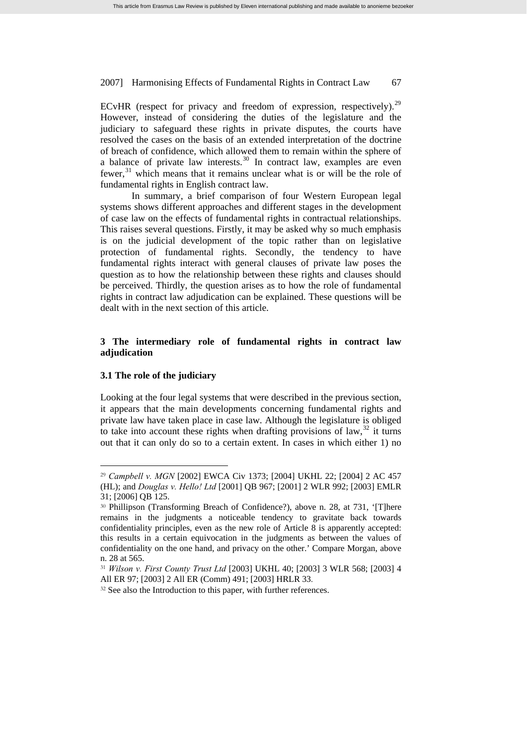ECvHR (respect for privacy and freedom of expression, respectively).[29] However, instead of considering the duties of the legislature and the judiciary to safeguard these rights in private disputes, the courts have resolved the cases on the basis of an extended interpretation of the doctrine of breach of confidence, which allowed them to remain within the sphere of a balance of private law interests.[30] In contract law, examples are even fewer,[31] which means that it remains unclear what is or will be the role of fundamental rights in English contract law.

In summary, a brief comparison of four Western European legal systems shows different approaches and different stages in the development of case law on the effects of fundamental rights in contractual relationships. This raises several questions. Firstly, it may be asked why so much emphasis is on the judicial development of the topic rather than on legislative protection of fundamental rights. Secondly, the tendency to have fundamental rights interact with general clauses of private law poses the question as to how the relationship between these rights and clauses should be perceived. Thirdly, the question arises as to how the role of fundamental rights in contract law adjudication can be explained. These questions will be dealt with in the next section of this article.

## 3 The intermediary role of fundamental rights in contract law adjudication

### 3.1 The role of the judiciary

Looking at the four legal systems that were described in the previous section, it appears that the main developments concerning fundamental rights and private law have taken place in case law. Although the legislature is obliged to take into account these rights when drafting provisions of law,[32] it turns out that it can only do so to a certain extent. In cases in which either 1) no

---

[29] *Campbell v. MGN* [2002] EWCA Civ 1373; [2004] UKHL 22; [2004] 2 AC 457 (HL); and *Douglas v. Hello! Ltd* [2001] QB 967; [2001] 2 WLR 992; [2003] EMLR 31; [2006] QB 125.

[30] Phillipson (Transforming Breach of Confidence?), above n. 28, at 731, '[T]here remains in the judgments a noticeable tendency to gravitate back towards confidentiality principles, even as the new role of Article 8 is apparently accepted: this results in a certain equivocation in the judgments as between the values of confidentiality on the one hand, and privacy on the other.' Compare Morgan, above n. 28 at 565.

[31] *Wilson v. First County Trust Ltd* [2003] UKHL 40; [2003] 3 WLR 568; [2003] 4 All ER 97; [2003] 2 All ER (Comm) 491; [2003] HRLR 33.

[32] See also the Introduction to this paper, with further references.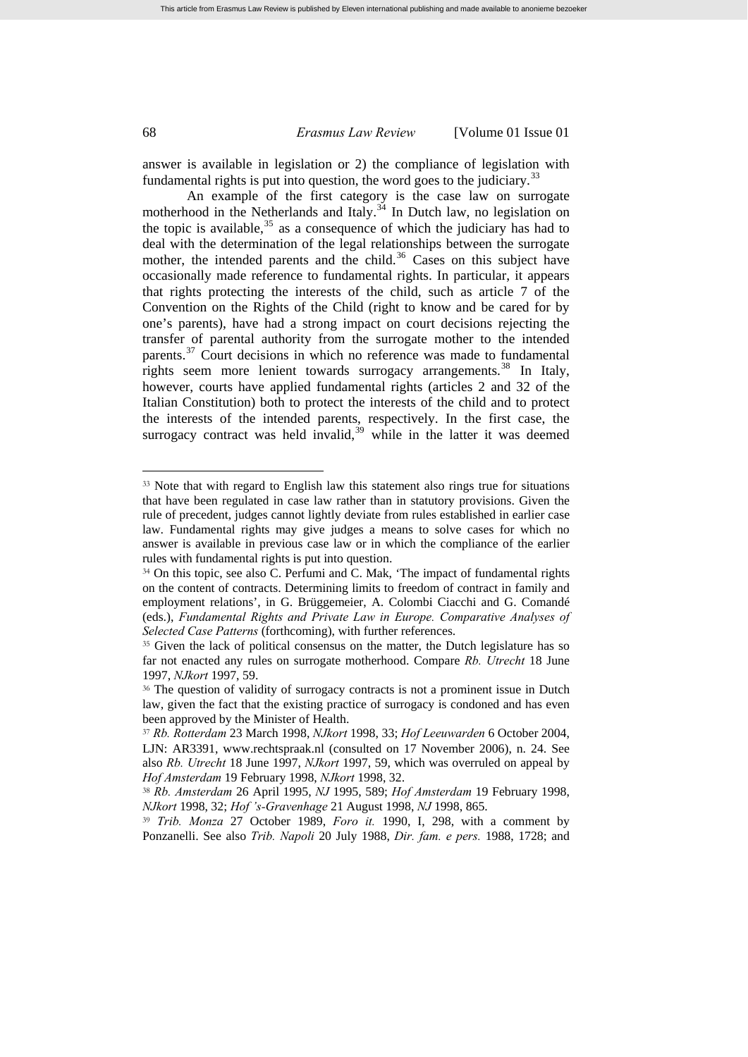answer is available in legislation or 2) the compliance of legislation with fundamental rights is put into question, the word goes to the judiciary.[33]

An example of the first category is the case law on surrogate motherhood in the Netherlands and Italy.[34] In Dutch law, no legislation on the topic is available,[35] as a consequence of which the judiciary has had to deal with the determination of the legal relationships between the surrogate mother, the intended parents and the child.[36] Cases on this subject have occasionally made reference to fundamental rights. In particular, it appears that rights protecting the interests of the child, such as article 7 of the Convention on the Rights of the Child (right to know and be cared for by one's parents), have had a strong impact on court decisions rejecting the transfer of parental authority from the surrogate mother to the intended parents.[37] Court decisions in which no reference was made to fundamental rights seem more lenient towards surrogacy arrangements.[38] In Italy, however, courts have applied fundamental rights (articles 2 and 32 of the Italian Constitution) both to protect the interests of the child and to protect the interests of the intended parents, respectively. In the first case, the surrogacy contract was held invalid,[39] while in the latter it was deemed

---

[33] Note that with regard to English law this statement also rings true for situations that have been regulated in case law rather than in statutory provisions. Given the rule of precedent, judges cannot lightly deviate from rules established in earlier case law. Fundamental rights may give judges a means to solve cases for which no answer is available in previous case law or in which the compliance of the earlier rules with fundamental rights is put into question.

[34] On this topic, see also C. Perfumi and C. Mak, 'The impact of fundamental rights on the content of contracts. Determining limits to freedom of contract in family and employment relations', in G. Brüggemeier, A. Colombi Ciacchi and G. Comandé (eds.), *Fundamental Rights and Private Law in Europe. Comparative Analyses of Selected Case Patterns* (forthcoming), with further references.

[35] Given the lack of political consensus on the matter, the Dutch legislature has so far not enacted any rules on surrogate motherhood. Compare *Rb. Utrecht* 18 June 1997, *NJkort* 1997, 59.

[36] The question of validity of surrogacy contracts is not a prominent issue in Dutch law, given the fact that the existing practice of surrogacy is condoned and has even been approved by the Minister of Health.

[37] *Rb. Rotterdam* 23 March 1998, *NJkort* 1998, 33; *Hof Leeuwarden* 6 October 2004, LJN: AR3391, www.rechtspraak.nl (consulted on 17 November 2006), n. 24. See also *Rb. Utrecht* 18 June 1997, *NJkort* 1997, 59, which was overruled on appeal by *Hof Amsterdam* 19 February 1998, *NJkort* 1998, 32.

[38] *Rb. Amsterdam* 26 April 1995, *NJ* 1995, 589; *Hof Amsterdam* 19 February 1998, *NJkort* 1998, 32; *Hof 's-Gravenhage* 21 August 1998, *NJ* 1998, 865.

[39] *Trib. Monza* 27 October 1989, *Foro it.* 1990, I, 298, with a comment by Ponzanelli. See also *Trib. Napoli* 20 July 1988, *Dir. fam. e pers.* 1988, 1728; and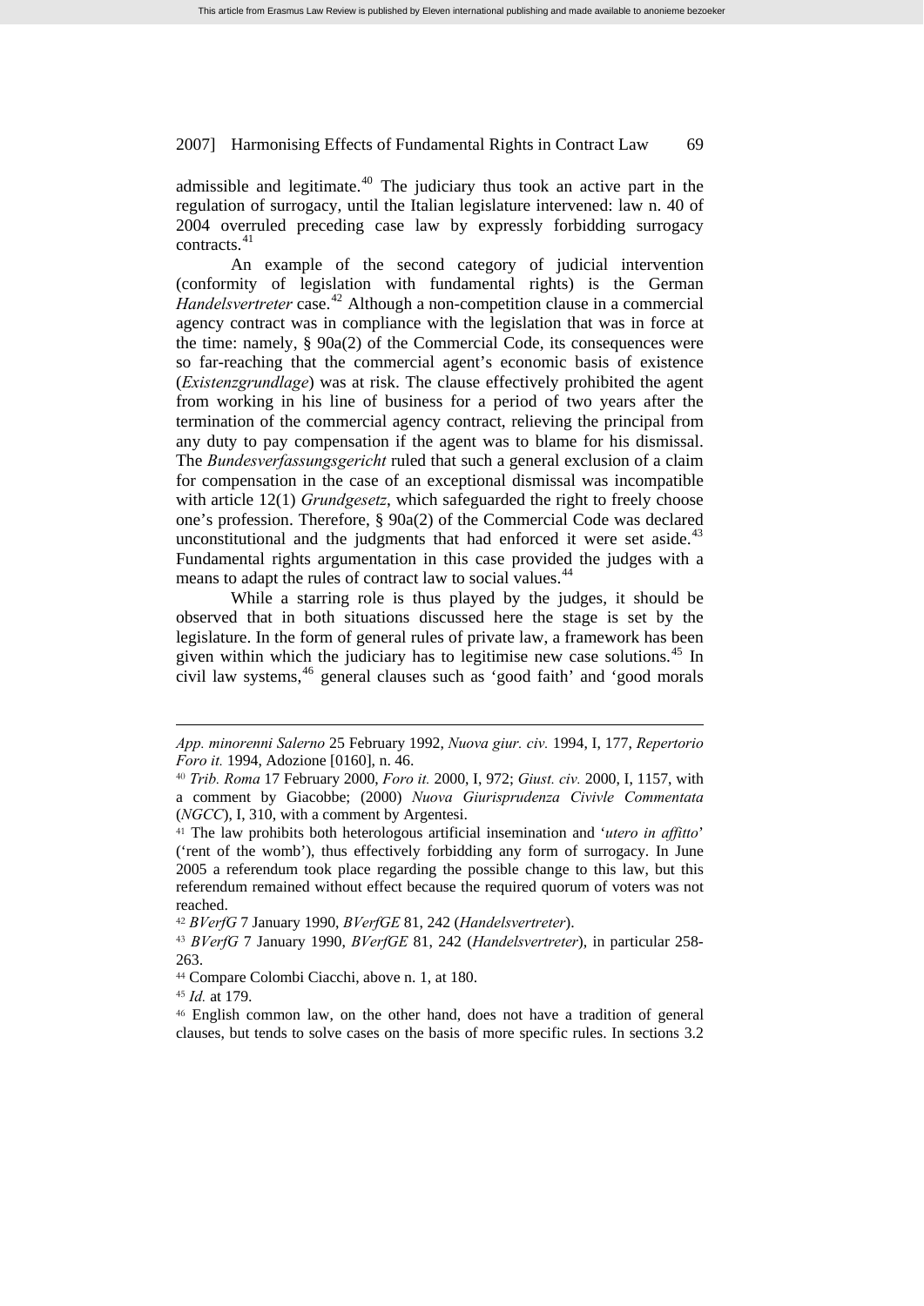admissible and legitimate.[40] The judiciary thus took an active part in the regulation of surrogacy, until the Italian legislature intervened: law n. 40 of 2004 overruled preceding case law by expressly forbidding surrogacy contracts.[41]

An example of the second category of judicial intervention (conformity of legislation with fundamental rights) is the German *Handelsvertreter* case.[42] Although a non-competition clause in a commercial agency contract was in compliance with the legislation that was in force at the time: namely, § 90a(2) of the Commercial Code, its consequences were so far-reaching that the commercial agent's economic basis of existence (*Existenzgrundlage*) was at risk. The clause effectively prohibited the agent from working in his line of business for a period of two years after the termination of the commercial agency contract, relieving the principal from any duty to pay compensation if the agent was to blame for his dismissal. The *Bundesverfassungsgericht* ruled that such a general exclusion of a claim for compensation in the case of an exceptional dismissal was incompatible with article 12(1) *Grundgesetz*, which safeguarded the right to freely choose one's profession. Therefore, § 90a(2) of the Commercial Code was declared unconstitutional and the judgments that had enforced it were set aside.[43] Fundamental rights argumentation in this case provided the judges with a means to adapt the rules of contract law to social values.[44]

While a starring role is thus played by the judges, it should be observed that in both situations discussed here the stage is set by the legislature. In the form of general rules of private law, a framework has been given within which the judiciary has to legitimise new case solutions.[45] In civil law systems,[46] general clauses such as 'good faith' and 'good morals

---

*App. minorenni Salerno* 25 February 1992, *Nuova giur. civ.* 1994, I, 177, *Repertorio Foro it.* 1994, Adozione [0160], n. 46.

[40] *Trib. Roma* 17 February 2000, *Foro it.* 2000, I, 972; *Giust. civ.* 2000, I, 1157, with a comment by Giacobbe; (2000) *Nuova Giurisprudenza Civivle Commentata* (*NGCC*), I, 310, with a comment by Argentesi.

[41] The law prohibits both heterologous artificial insemination and '*utero in affitto*' ('rent of the womb'), thus effectively forbidding any form of surrogacy. In June 2005 a referendum took place regarding the possible change to this law, but this referendum remained without effect because the required quorum of voters was not reached.

[42] *BVerfG* 7 January 1990, *BVerfGE* 81, 242 (*Handelsvertreter*).

[43] *BVerfG* 7 January 1990, *BVerfGE* 81, 242 (*Handelsvertreter*), in particular 258-263.

[44] Compare Colombi Ciacchi, above n. 1, at 180.

[45] *Id.* at 179.

[46] English common law, on the other hand, does not have a tradition of general clauses, but tends to solve cases on the basis of more specific rules. In sections 3.2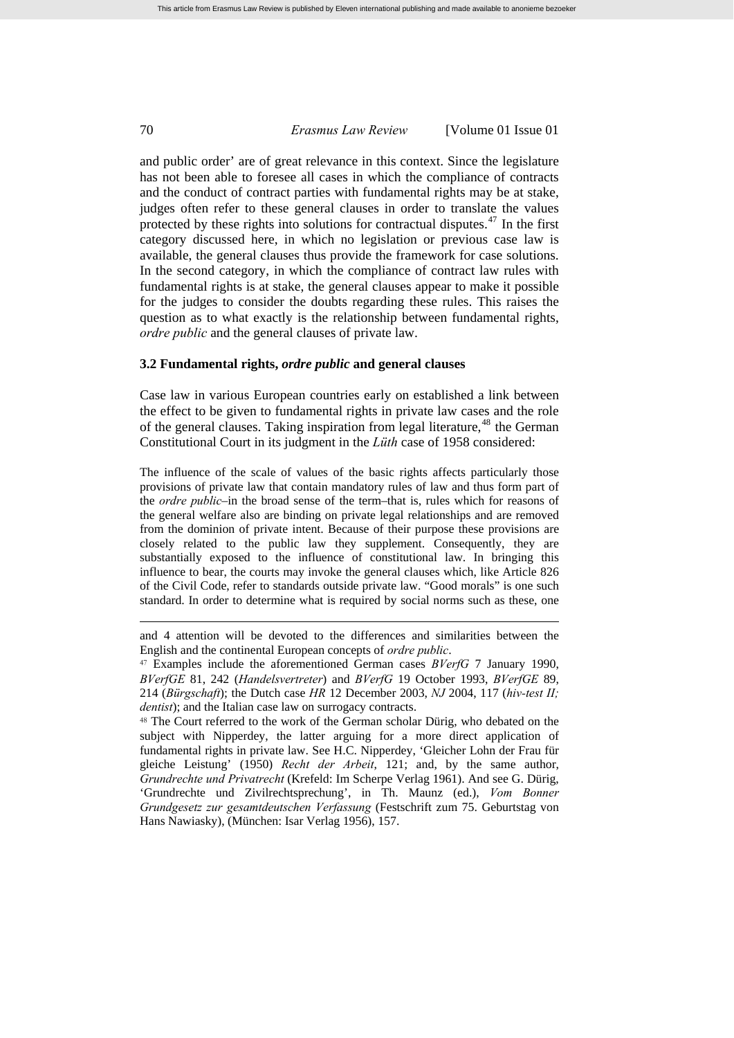and public order' are of great relevance in this context. Since the legislature has not been able to foresee all cases in which the compliance of contracts and the conduct of contract parties with fundamental rights may be at stake, judges often refer to these general clauses in order to translate the values protected by these rights into solutions for contractual disputes.[47] In the first category discussed here, in which no legislation or previous case law is available, the general clauses thus provide the framework for case solutions. In the second category, in which the compliance of contract law rules with fundamental rights is at stake, the general clauses appear to make it possible for the judges to consider the doubts regarding these rules. This raises the question as to what exactly is the relationship between fundamental rights, *ordre public* and the general clauses of private law.

### 3.2 Fundamental rights, *ordre public* and general clauses

Case law in various European countries early on established a link between the effect to be given to fundamental rights in private law cases and the role of the general clauses. Taking inspiration from legal literature,[48] the German Constitutional Court in its judgment in the *Lüth* case of 1958 considered:

> The influence of the scale of values of the basic rights affects particularly those provisions of private law that contain mandatory rules of law and thus form part of the *ordre public*–in the broad sense of the term–that is, rules which for reasons of the general welfare also are binding on private legal relationships and are removed from the dominion of private intent. Because of their purpose these provisions are closely related to the public law they supplement. Consequently, they are substantially exposed to the influence of constitutional law. In bringing this influence to bear, the courts may invoke the general clauses which, like Article 826 of the Civil Code, refer to standards outside private law. "Good morals" is one such standard. In order to determine what is required by social norms such as these, one

---

and 4 attention will be devoted to the differences and similarities between the English and the continental European concepts of *ordre public*.

[47] Examples include the aforementioned German cases *BVerfG* 7 January 1990, *BVerfGE* 81, 242 (*Handelsvertreter*) and *BVerfG* 19 October 1993, *BVerfGE* 89, 214 (*Bürgschaft*); the Dutch case *HR* 12 December 2003, *NJ* 2004, 117 (*hiv-test II; dentist*); and the Italian case law on surrogacy contracts.

[48] The Court referred to the work of the German scholar Dürig, who debated on the subject with Nipperdey, the latter arguing for a more direct application of fundamental rights in private law. See H.C. Nipperdey, 'Gleicher Lohn der Frau für gleiche Leistung' (1950) *Recht der Arbeit*, 121; and, by the same author, *Grundrechte und Privatrecht* (Krefeld: Im Scherpe Verlag 1961). And see G. Dürig, 'Grundrechte und Zivilrechtsprechung', in Th. Maunz (ed.), *Vom Bonner Grundgesetz zur gesamtdeutschen Verfassung* (Festschrift zum 75. Geburtstag von Hans Nawiasky), (München: Isar Verlag 1956), 157.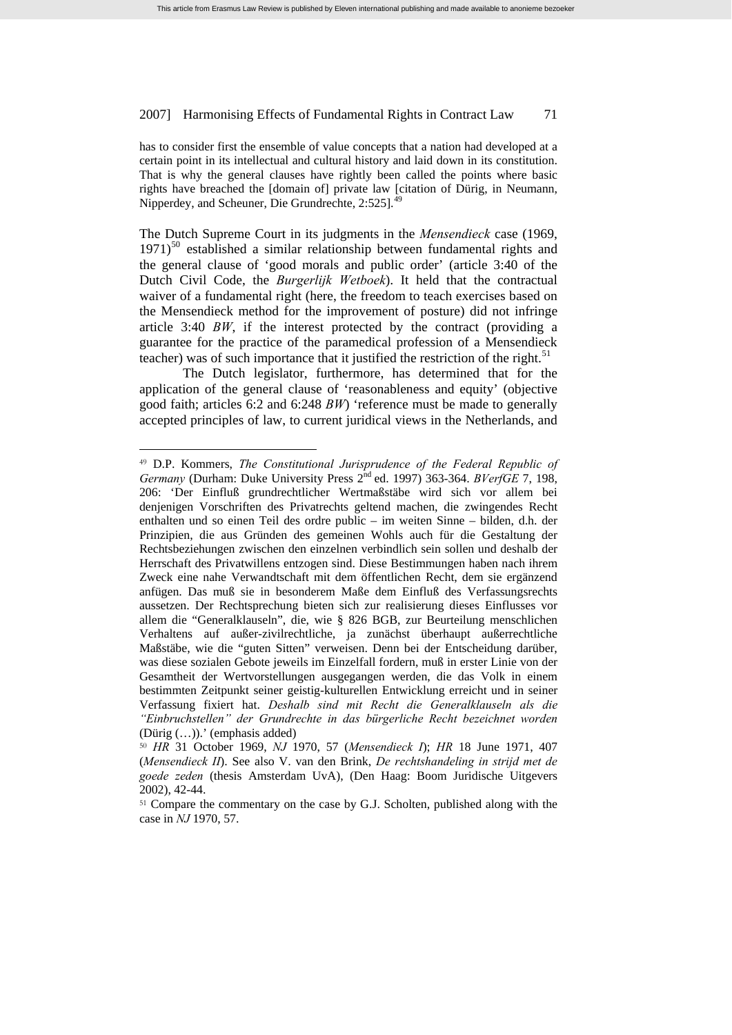has to consider first the ensemble of value concepts that a nation had developed at a certain point in its intellectual and cultural history and laid down in its constitution. That is why the general clauses have rightly been called the points where basic rights have breached the [domain of] private law [citation of Dürig, in Neumann, Nipperdey, and Scheuner, Die Grundrechte, 2:525].[49]

The Dutch Supreme Court in its judgments in the *Mensendieck* case (1969, 1971)[50] established a similar relationship between fundamental rights and the general clause of 'good morals and public order' (article 3:40 of the Dutch Civil Code, the *Burgerlijk Wetboek*). It held that the contractual waiver of a fundamental right (here, the freedom to teach exercises based on the Mensendieck method for the improvement of posture) did not infringe article 3:40 *BW*, if the interest protected by the contract (providing a guarantee for the practice of the paramedical profession of a Mensendieck teacher) was of such importance that it justified the restriction of the right.[51]

The Dutch legislator, furthermore, has determined that for the application of the general clause of 'reasonableness and equity' (objective good faith; articles 6:2 and 6:248 *BW*) 'reference must be made to generally accepted principles of law, to current juridical views in the Netherlands, and

---

[49] D.P. Kommers, *The Constitutional Jurisprudence of the Federal Republic of Germany* (Durham: Duke University Press 2nd ed. 1997) 363-364. *BVerfGE* 7, 198, 206: 'Der Einfluß grundrechtlicher Wertmaßstäbe wird sich vor allem bei denjenigen Vorschriften des Privatrechts geltend machen, die zwingendes Recht enthalten und so einen Teil des ordre public – im weiten Sinne – bilden, d.h. der Prinzipien, die aus Gründen des gemeinen Wohls auch für die Gestaltung der Rechtsbeziehungen zwischen den einzelnen verbindlich sein sollen und deshalb der Herrschaft des Privatwillens entzogen sind. Diese Bestimmungen haben nach ihrem Zweck eine nahe Verwandtschaft mit dem öffentlichen Recht, dem sie ergänzend anfügen. Das muß sie in besonderem Maße dem Einfluß des Verfassungsrechts aussetzen. Der Rechtsprechung bieten sich zur realisierung dieses Einflusses vor allem die "Generalklauseln", die, wie § 826 BGB, zur Beurteilung menschlichen Verhaltens auf außer-zivilrechtliche, ja zunächst überhaupt außerrechtliche Maßstäbe, wie die "guten Sitten" verweisen. Denn bei der Entscheidung darüber, was diese sozialen Gebote jeweils im Einzelfall fordern, muß in erster Linie von der Gesamtheit der Wertvorstellungen ausgegangen werden, die das Volk in einem bestimmten Zeitpunkt seiner geistig-kulturellen Entwicklung erreicht und in seiner Verfassung fixiert hat. *Deshalb sind mit Recht die Generalklauseln als die "Einbruchstellen" der Grundrechte in das bürgerliche Recht bezeichnet worden* (Dürig (…)).' (emphasis added)

[50] *HR* 31 October 1969, *NJ* 1970, 57 (*Mensendieck I*); *HR* 18 June 1971, 407 (*Mensendieck II*). See also V. van den Brink, *De rechtshandeling in strijd met de goede zeden* (thesis Amsterdam UvA), (Den Haag: Boom Juridische Uitgevers 2002), 42-44.

[51] Compare the commentary on the case by G.J. Scholten, published along with the case in *NJ* 1970, 57.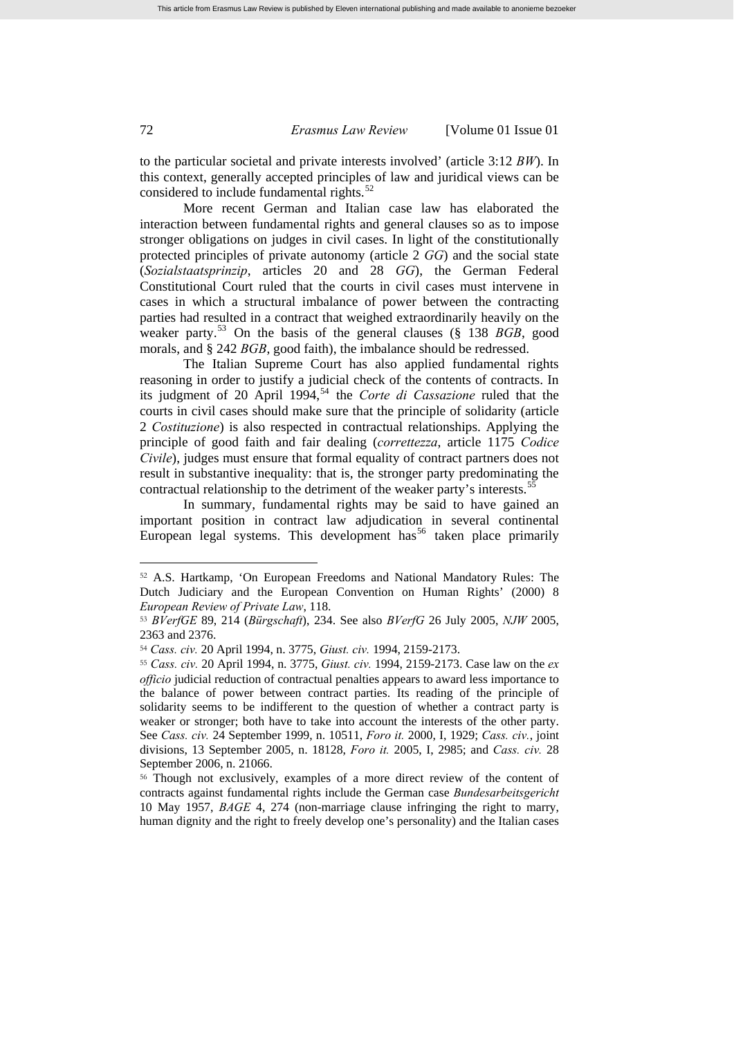to the particular societal and private interests involved' (article 3:12 *BW*). In this context, generally accepted principles of law and juridical views can be considered to include fundamental rights.[52]

More recent German and Italian case law has elaborated the interaction between fundamental rights and general clauses so as to impose stronger obligations on judges in civil cases. In light of the constitutionally protected principles of private autonomy (article 2 *GG*) and the social state (*Sozialstaatsprinzip*, articles 20 and 28 *GG*), the German Federal Constitutional Court ruled that the courts in civil cases must intervene in cases in which a structural imbalance of power between the contracting parties had resulted in a contract that weighed extraordinarily heavily on the weaker party.[53] On the basis of the general clauses (§ 138 *BGB*, good morals, and § 242 *BGB*, good faith), the imbalance should be redressed.

The Italian Supreme Court has also applied fundamental rights reasoning in order to justify a judicial check of the contents of contracts. In its judgment of 20 April 1994,[54] the *Corte di Cassazione* ruled that the courts in civil cases should make sure that the principle of solidarity (article 2 *Costituzione*) is also respected in contractual relationships. Applying the principle of good faith and fair dealing (*correttezza*, article 1175 *Codice Civile*), judges must ensure that formal equality of contract partners does not result in substantive inequality: that is, the stronger party predominating the contractual relationship to the detriment of the weaker party's interests.[55]

In summary, fundamental rights may be said to have gained an important position in contract law adjudication in several continental European legal systems. This development has[56] taken place primarily

---

[52] A.S. Hartkamp, 'On European Freedoms and National Mandatory Rules: The Dutch Judiciary and the European Convention on Human Rights' (2000) 8 *European Review of Private Law*, 118.

[53] *BVerfGE* 89, 214 (*Bürgschaft*), 234. See also *BVerfG* 26 July 2005, *NJW* 2005, 2363 and 2376.

[54] *Cass. civ.* 20 April 1994, n. 3775, *Giust. civ.* 1994, 2159-2173.

[55] *Cass. civ.* 20 April 1994, n. 3775, *Giust. civ.* 1994, 2159-2173. Case law on the *ex officio* judicial reduction of contractual penalties appears to award less importance to the balance of power between contract parties. Its reading of the principle of solidarity seems to be indifferent to the question of whether a contract party is weaker or stronger; both have to take into account the interests of the other party. See *Cass. civ.* 24 September 1999, n. 10511, *Foro it.* 2000, I, 1929; *Cass. civ.*, joint divisions, 13 September 2005, n. 18128, *Foro it.* 2005, I, 2985; and *Cass. civ.* 28 September 2006, n. 21066.

[56] Though not exclusively, examples of a more direct review of the content of contracts against fundamental rights include the German case *Bundesarbeitsgericht* 10 May 1957, *BAGE* 4, 274 (non-marriage clause infringing the right to marry, human dignity and the right to freely develop one's personality) and the Italian cases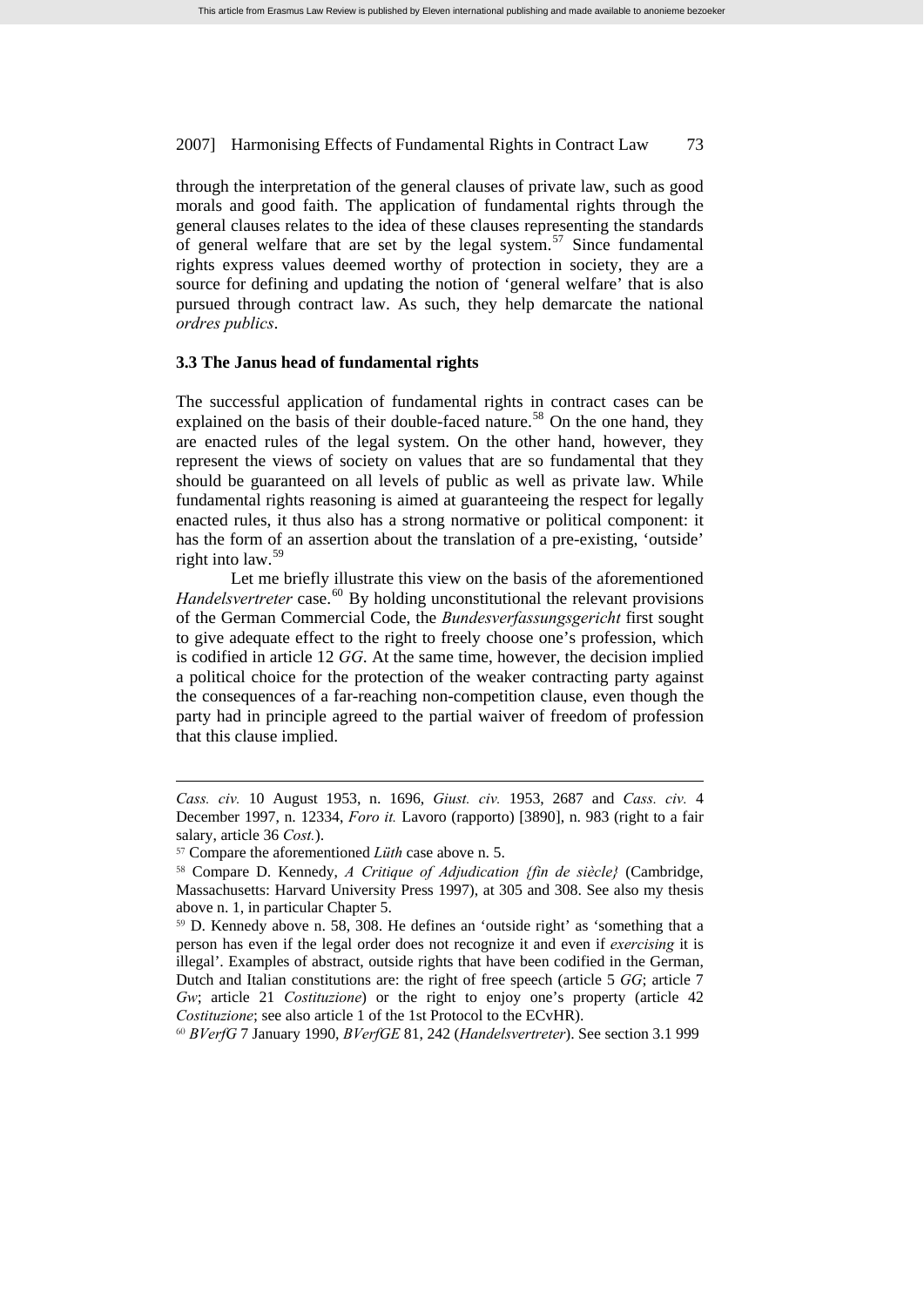through the interpretation of the general clauses of private law, such as good morals and good faith. The application of fundamental rights through the general clauses relates to the idea of these clauses representing the standards of general welfare that are set by the legal system.[57] Since fundamental rights express values deemed worthy of protection in society, they are a source for defining and updating the notion of 'general welfare' that is also pursued through contract law. As such, they help demarcate the national *ordres publics*.

### 3.3 The Janus head of fundamental rights

The successful application of fundamental rights in contract cases can be explained on the basis of their double-faced nature.[58] On the one hand, they are enacted rules of the legal system. On the other hand, however, they represent the views of society on values that are so fundamental that they should be guaranteed on all levels of public as well as private law. While fundamental rights reasoning is aimed at guaranteeing the respect for legally enacted rules, it thus also has a strong normative or political component: it has the form of an assertion about the translation of a pre-existing, 'outside' right into law.[59]

Let me briefly illustrate this view on the basis of the aforementioned *Handelsvertreter* case.[60] By holding unconstitutional the relevant provisions of the German Commercial Code, the *Bundesverfassungsgericht* first sought to give adequate effect to the right to freely choose one's profession, which is codified in article 12 *GG*. At the same time, however, the decision implied a political choice for the protection of the weaker contracting party against the consequences of a far-reaching non-competition clause, even though the party had in principle agreed to the partial waiver of freedom of profession that this clause implied.

---

*Cass. civ.* 10 August 1953, n. 1696, *Giust. civ.* 1953, 2687 and *Cass. civ.* 4 December 1997, n. 12334, *Foro it.* Lavoro (rapporto) [3890], n. 983 (right to a fair salary, article 36 *Cost.*).

[57] Compare the aforementioned *Lüth* case above n. 5.

[58] Compare D. Kennedy, *A Critique of Adjudication {fin de siècle}* (Cambridge, Massachusetts: Harvard University Press 1997), at 305 and 308. See also my thesis above n. 1, in particular Chapter 5.

[59] D. Kennedy above n. 58, 308. He defines an 'outside right' as 'something that a person has even if the legal order does not recognize it and even if *exercising* it is illegal'. Examples of abstract, outside rights that have been codified in the German, Dutch and Italian constitutions are: the right of free speech (article 5 *GG*; article 7 *Gw*; article 21 *Costituzione*) or the right to enjoy one's property (article 42 *Costituzione*; see also article 1 of the 1st Protocol to the ECvHR).

[60] *BVerfG* 7 January 1990, *BVerfGE* 81, 242 (*Handelsvertreter*). See section 3.1 999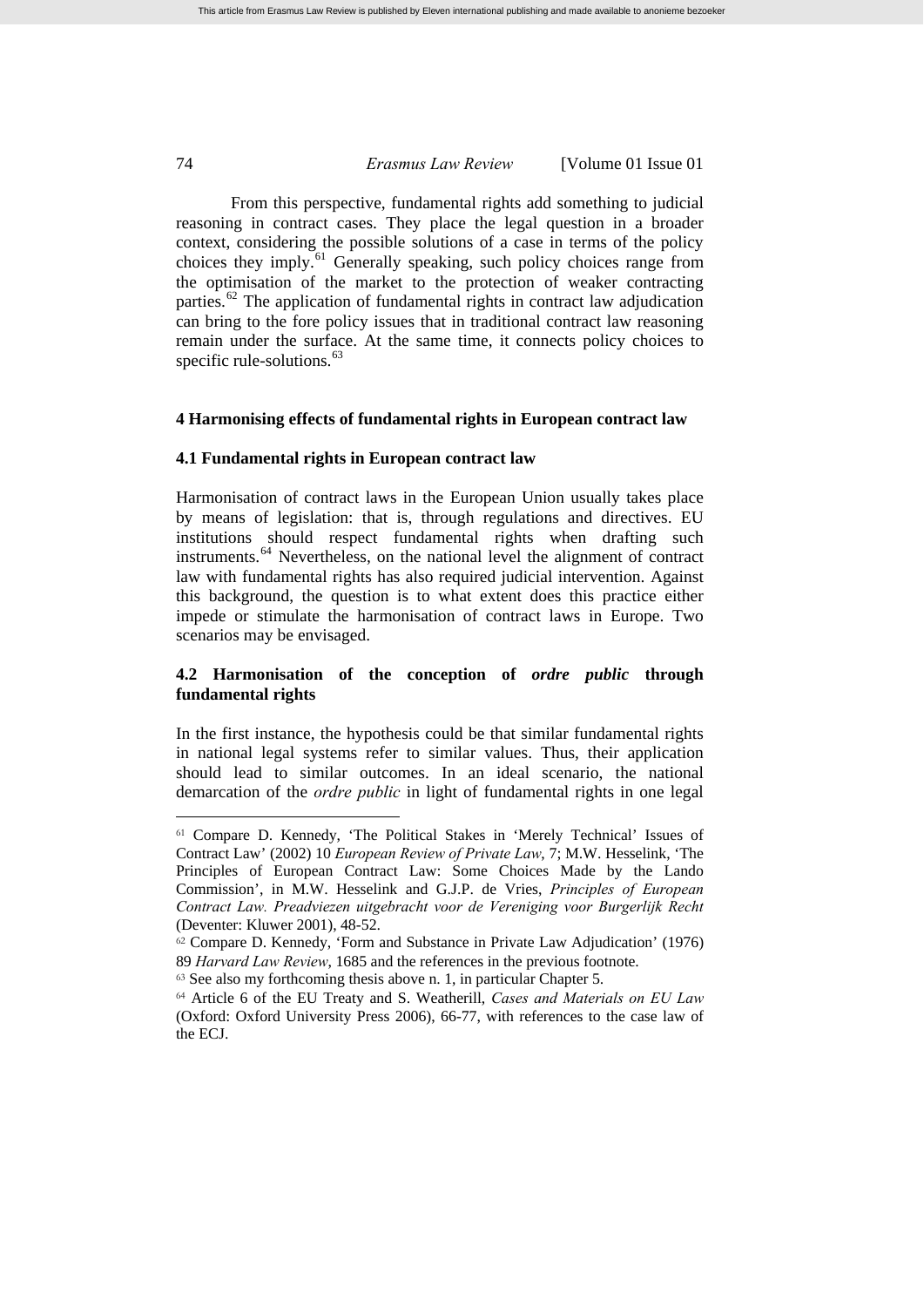From this perspective, fundamental rights add something to judicial reasoning in contract cases. They place the legal question in a broader context, considering the possible solutions of a case in terms of the policy choices they imply.[61] Generally speaking, such policy choices range from the optimisation of the market to the protection of weaker contracting parties.[62] The application of fundamental rights in contract law adjudication can bring to the fore policy issues that in traditional contract law reasoning remain under the surface. At the same time, it connects policy choices to specific rule-solutions.[63]

## 4 Harmonising effects of fundamental rights in European contract law

### 4.1 Fundamental rights in European contract law

Harmonisation of contract laws in the European Union usually takes place by means of legislation: that is, through regulations and directives. EU institutions should respect fundamental rights when drafting such instruments.[64] Nevertheless, on the national level the alignment of contract law with fundamental rights has also required judicial intervention. Against this background, the question is to what extent does this practice either impede or stimulate the harmonisation of contract laws in Europe. Two scenarios may be envisaged.

### 4.2 Harmonisation of the conception of *ordre public* through fundamental rights

In the first instance, the hypothesis could be that similar fundamental rights in national legal systems refer to similar values. Thus, their application should lead to similar outcomes. In an ideal scenario, the national demarcation of the *ordre public* in light of fundamental rights in one legal

---

[61] Compare D. Kennedy, 'The Political Stakes in 'Merely Technical' Issues of Contract Law' (2002) 10 *European Review of Private Law*, 7; M.W. Hesselink, 'The Principles of European Contract Law: Some Choices Made by the Lando Commission', in M.W. Hesselink and G.J.P. de Vries, *Principles of European Contract Law. Preadviezen uitgebracht voor de Vereniging voor Burgerlijk Recht* (Deventer: Kluwer 2001), 48-52.

[62] Compare D. Kennedy, 'Form and Substance in Private Law Adjudication' (1976) 89 *Harvard Law Review*, 1685 and the references in the previous footnote.

[63] See also my forthcoming thesis above n. 1, in particular Chapter 5.

[64] Article 6 of the EU Treaty and S. Weatherill, *Cases and Materials on EU Law* (Oxford: Oxford University Press 2006), 66-77, with references to the case law of the ECJ.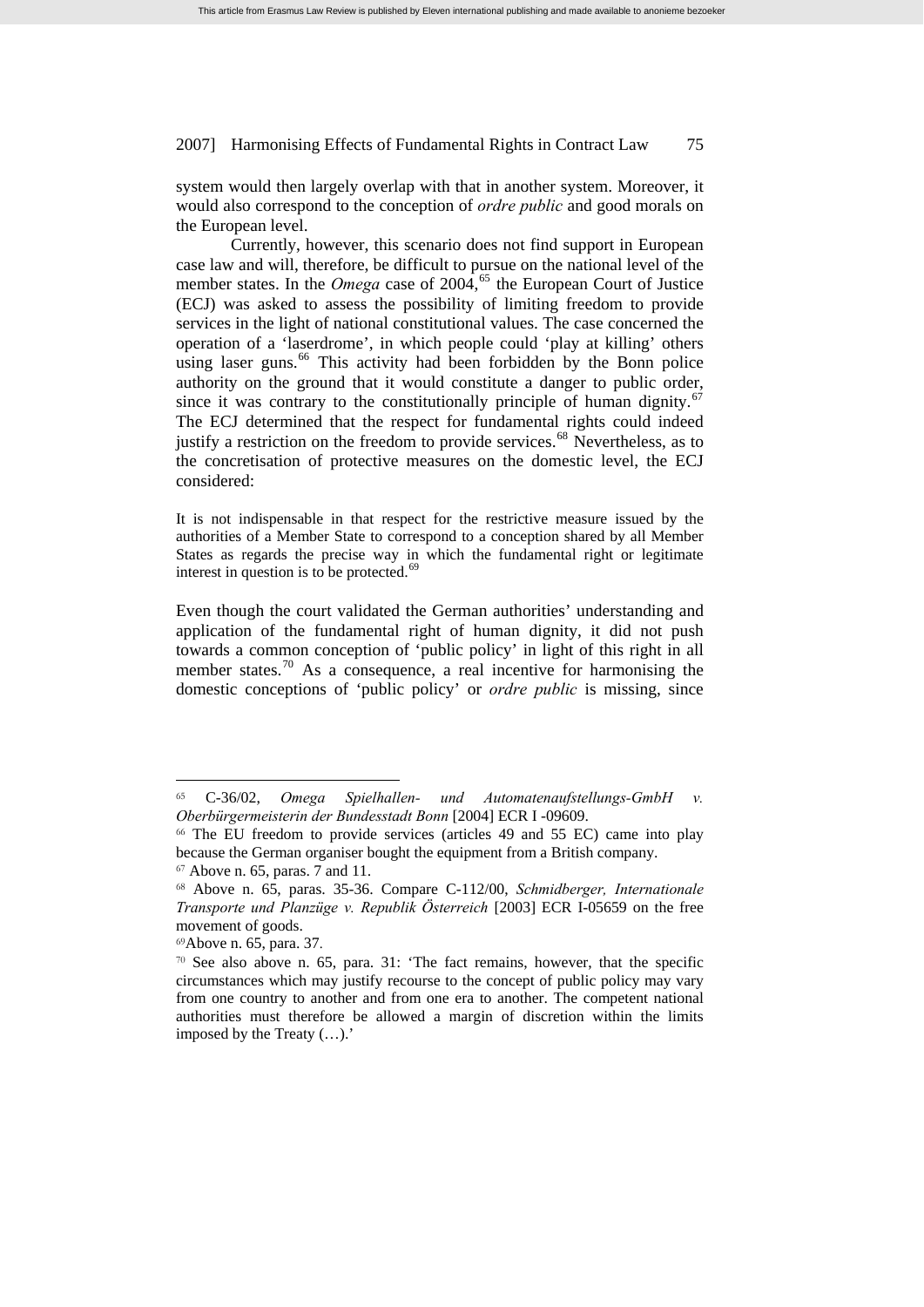system would then largely overlap with that in another system. Moreover, it would also correspond to the conception of *ordre public* and good morals on the European level.

Currently, however, this scenario does not find support in European case law and will, therefore, be difficult to pursue on the national level of the member states. In the *Omega* case of 2004,[65] the European Court of Justice (ECJ) was asked to assess the possibility of limiting freedom to provide services in the light of national constitutional values. The case concerned the operation of a 'laserdrome', in which people could 'play at killing' others using laser guns.[66] This activity had been forbidden by the Bonn police authority on the ground that it would constitute a danger to public order, since it was contrary to the constitutionally principle of human dignity.[67] The ECJ determined that the respect for fundamental rights could indeed justify a restriction on the freedom to provide services.[68] Nevertheless, as to the concretisation of protective measures on the domestic level, the ECJ considered:

> It is not indispensable in that respect for the restrictive measure issued by the authorities of a Member State to correspond to a conception shared by all Member States as regards the precise way in which the fundamental right or legitimate interest in question is to be protected.[69]

Even though the court validated the German authorities' understanding and application of the fundamental right of human dignity, it did not push towards a common conception of 'public policy' in light of this right in all member states.[70] As a consequence, a real incentive for harmonising the domestic conceptions of 'public policy' or *ordre public* is missing, since

---

[65] C-36/02, *Omega Spielhallen- und Automatenaufstellungs-GmbH v. Oberbürgermeisterin der Bundesstadt Bonn* [2004] ECR I -09609.

[66] The EU freedom to provide services (articles 49 and 55 EC) came into play because the German organiser bought the equipment from a British company.

[67] Above n. 65, paras. 7 and 11.

[68] Above n. 65, paras. 35-36. Compare C-112/00, *Schmidberger, Internationale Transporte und Planzüge v. Republik Österreich* [2003] ECR I-05659 on the free movement of goods.

[69] Above n. 65, para. 37.

[70] See also above n. 65, para. 31: 'The fact remains, however, that the specific circumstances which may justify recourse to the concept of public policy may vary from one country to another and from one era to another. The competent national authorities must therefore be allowed a margin of discretion within the limits imposed by the Treaty (…).'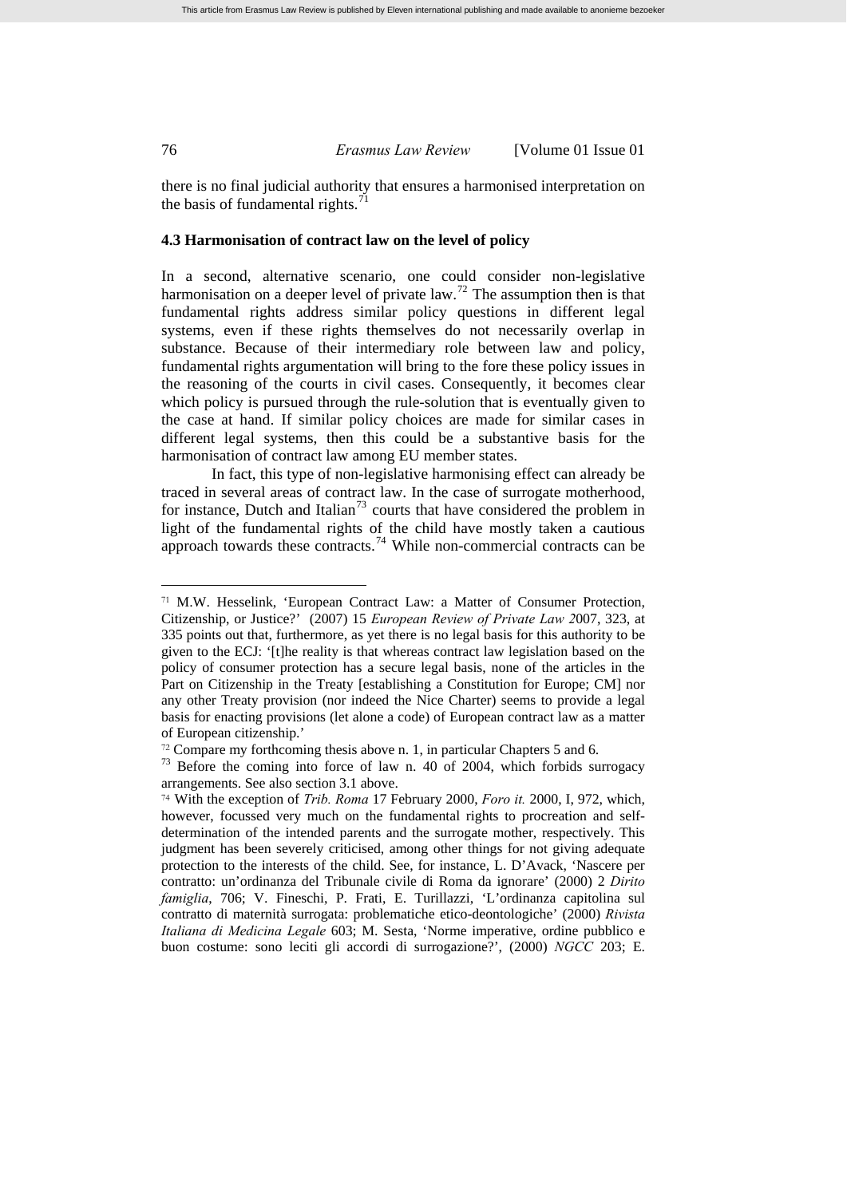there is no final judicial authority that ensures a harmonised interpretation on the basis of fundamental rights.[71]

### 4.3 Harmonisation of contract law on the level of policy

In a second, alternative scenario, one could consider non-legislative harmonisation on a deeper level of private law.[72] The assumption then is that fundamental rights address similar policy questions in different legal systems, even if these rights themselves do not necessarily overlap in substance. Because of their intermediary role between law and policy, fundamental rights argumentation will bring to the fore these policy issues in the reasoning of the courts in civil cases. Consequently, it becomes clear which policy is pursued through the rule-solution that is eventually given to the case at hand. If similar policy choices are made for similar cases in different legal systems, then this could be a substantive basis for the harmonisation of contract law among EU member states.

In fact, this type of non-legislative harmonising effect can already be traced in several areas of contract law. In the case of surrogate motherhood, for instance, Dutch and Italian[73] courts that have considered the problem in light of the fundamental rights of the child have mostly taken a cautious approach towards these contracts.[74] While non-commercial contracts can be

---

[71] M.W. Hesselink, 'European Contract Law: a Matter of Consumer Protection, Citizenship, or Justice?' (2007) 15 *European Review of Private Law 2*007, 323, at 335 points out that, furthermore, as yet there is no legal basis for this authority to be given to the ECJ: '[t]he reality is that whereas contract law legislation based on the policy of consumer protection has a secure legal basis, none of the articles in the Part on Citizenship in the Treaty [establishing a Constitution for Europe; CM] nor any other Treaty provision (nor indeed the Nice Charter) seems to provide a legal basis for enacting provisions (let alone a code) of European contract law as a matter of European citizenship.'

[72] Compare my forthcoming thesis above n. 1, in particular Chapters 5 and 6.

[73] Before the coming into force of law n. 40 of 2004, which forbids surrogacy arrangements. See also section 3.1 above.

[74] With the exception of *Trib. Roma* 17 February 2000, *Foro it.* 2000, I, 972, which, however, focussed very much on the fundamental rights to procreation and self-determination of the intended parents and the surrogate mother, respectively. This judgment has been severely criticised, among other things for not giving adequate protection to the interests of the child. See, for instance, L. D'Avack, 'Nascere per contratto: un'ordinanza del Tribunale civile di Roma da ignorare' (2000) 2 *Dirito famiglia*, 706; V. Fineschi, P. Frati, E. Turillazzi, 'L'ordinanza capitolina sul contratto di maternità surrogata: problematiche etico-deontologiche' (2000) *Rivista Italiana di Medicina Legale* 603; M. Sesta, 'Norme imperative, ordine pubblico e buon costume: sono leciti gli accordi di surrogazione?', (2000) *NGCC* 203; E.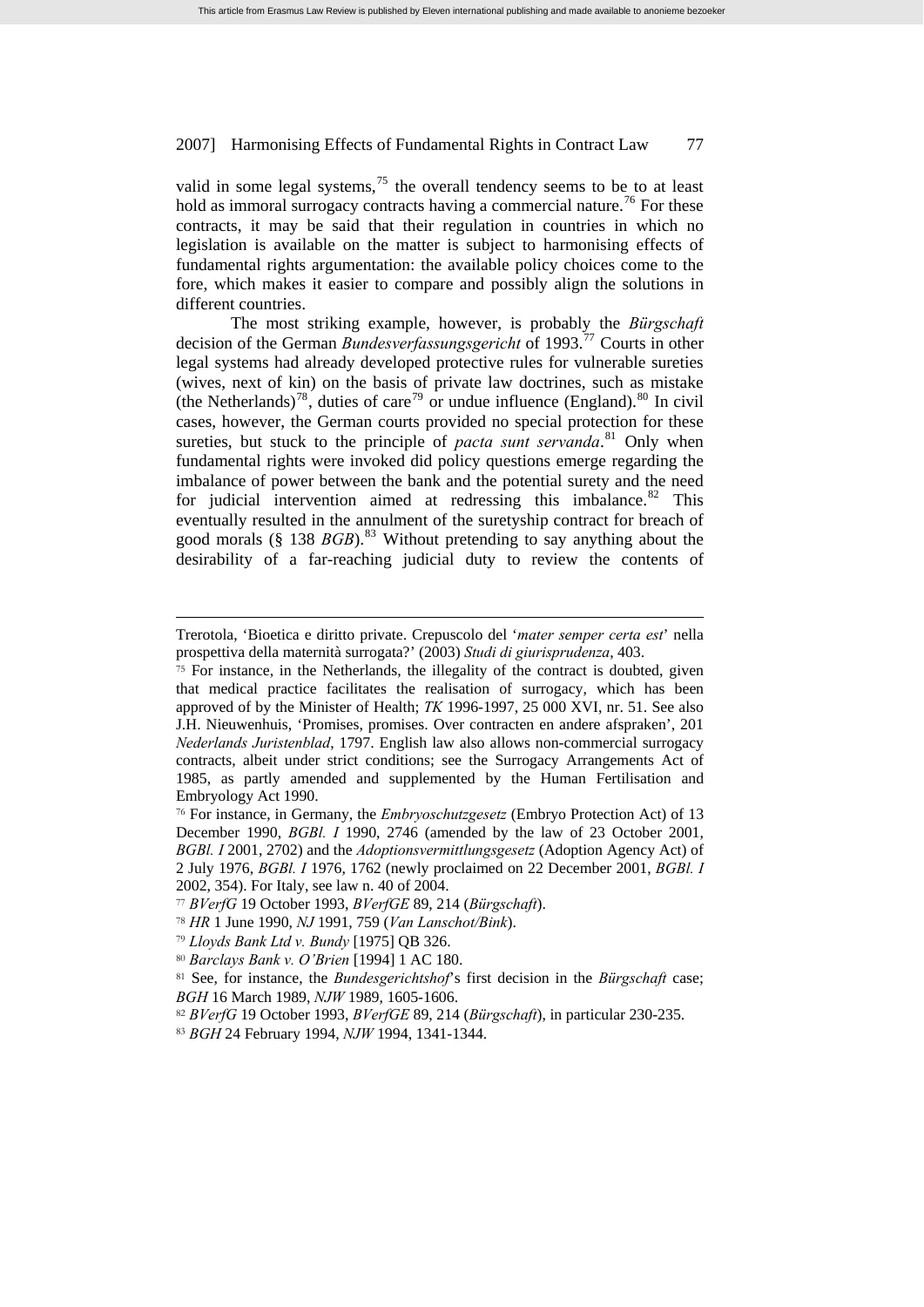valid in some legal systems,[75] the overall tendency seems to be to at least hold as immoral surrogacy contracts having a commercial nature.[76] For these contracts, it may be said that their regulation in countries in which no legislation is available on the matter is subject to harmonising effects of fundamental rights argumentation: the available policy choices come to the fore, which makes it easier to compare and possibly align the solutions in different countries.

The most striking example, however, is probably the *Bürgschaft* decision of the German *Bundesverfassungsgericht* of 1993.[77] Courts in other legal systems had already developed protective rules for vulnerable sureties (wives, next of kin) on the basis of private law doctrines, such as mistake (the Netherlands)[78], duties of care[79] or undue influence (England).[80] In civil cases, however, the German courts provided no special protection for these sureties, but stuck to the principle of *pacta sunt servanda*.[81] Only when fundamental rights were invoked did policy questions emerge regarding the imbalance of power between the bank and the potential surety and the need for judicial intervention aimed at redressing this imbalance.[82] This eventually resulted in the annulment of the suretyship contract for breach of good morals (§ 138 *BGB*).[83] Without pretending to say anything about the desirability of a far-reaching judicial duty to review the contents of

---

Trerotola, 'Bioetica e diritto private. Crepuscolo del '*mater semper certa est*' nella prospettiva della maternità surrogata?' (2003) *Studi di giurisprudenza*, 403.

[75] For instance, in the Netherlands, the illegality of the contract is doubted, given that medical practice facilitates the realisation of surrogacy, which has been approved of by the Minister of Health; *TK* 1996-1997, 25 000 XVI, nr. 51. See also J.H. Nieuwenhuis, 'Promises, promises. Over contracten en andere afspraken', 201 *Nederlands Juristenblad*, 1797. English law also allows non-commercial surrogacy contracts, albeit under strict conditions; see the Surrogacy Arrangements Act of 1985, as partly amended and supplemented by the Human Fertilisation and Embryology Act 1990.

[76] For instance, in Germany, the *Embryoschutzgesetz* (Embryo Protection Act) of 13 December 1990, *BGBl. I* 1990, 2746 (amended by the law of 23 October 2001, *BGBl. I* 2001, 2702) and the *Adoptionsvermittlungsgesetz* (Adoption Agency Act) of 2 July 1976, *BGBl. I* 1976, 1762 (newly proclaimed on 22 December 2001, *BGBl. I* 2002, 354). For Italy, see law n. 40 of 2004.

[77] *BVerfG* 19 October 1993, *BVerfGE* 89, 214 (*Bürgschaft*).

[78] *HR* 1 June 1990, *NJ* 1991, 759 (*Van Lanschot/Bink*).

[79] *Lloyds Bank Ltd v. Bundy* [1975] QB 326.

[80] *Barclays Bank v. O'Brien* [1994] 1 AC 180.

[81] See, for instance, the *Bundesgerichtshof*'s first decision in the *Bürgschaft* case; *BGH* 16 March 1989, *NJW* 1989, 1605-1606.

[82] *BVerfG* 19 October 1993, *BVerfGE* 89, 214 (*Bürgschaft*), in particular 230-235.

[83] *BGH* 24 February 1994, *NJW* 1994, 1341-1344.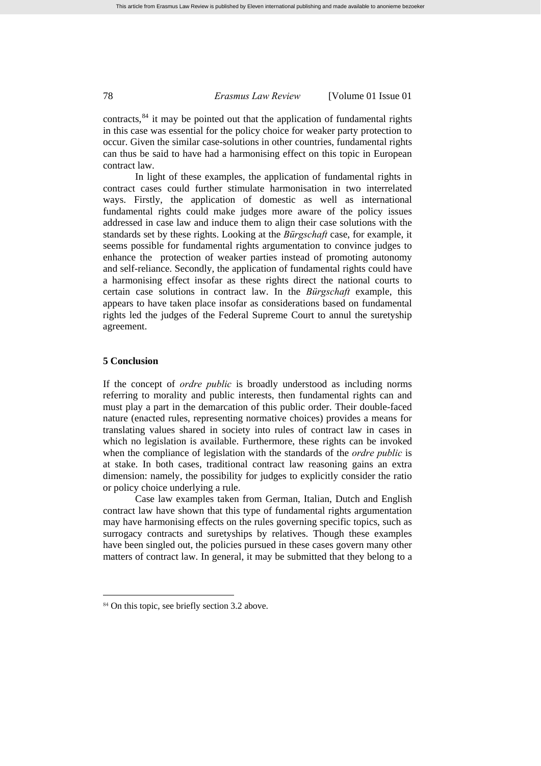contracts,[84] it may be pointed out that the application of fundamental rights in this case was essential for the policy choice for weaker party protection to occur. Given the similar case-solutions in other countries, fundamental rights can thus be said to have had a harmonising effect on this topic in European contract law.

In light of these examples, the application of fundamental rights in contract cases could further stimulate harmonisation in two interrelated ways. Firstly, the application of domestic as well as international fundamental rights could make judges more aware of the policy issues addressed in case law and induce them to align their case solutions with the standards set by these rights. Looking at the *Bürgschaft* case, for example, it seems possible for fundamental rights argumentation to convince judges to enhance the protection of weaker parties instead of promoting autonomy and self-reliance. Secondly, the application of fundamental rights could have a harmonising effect insofar as these rights direct the national courts to certain case solutions in contract law. In the *Bürgschaft* example, this appears to have taken place insofar as considerations based on fundamental rights led the judges of the Federal Supreme Court to annul the suretyship agreement.

## 5 Conclusion

If the concept of *ordre public* is broadly understood as including norms referring to morality and public interests, then fundamental rights can and must play a part in the demarcation of this public order. Their double-faced nature (enacted rules, representing normative choices) provides a means for translating values shared in society into rules of contract law in cases in which no legislation is available. Furthermore, these rights can be invoked when the compliance of legislation with the standards of the *ordre public* is at stake. In both cases, traditional contract law reasoning gains an extra dimension: namely, the possibility for judges to explicitly consider the ratio or policy choice underlying a rule.

Case law examples taken from German, Italian, Dutch and English contract law have shown that this type of fundamental rights argumentation may have harmonising effects on the rules governing specific topics, such as surrogacy contracts and suretyships by relatives. Though these examples have been singled out, the policies pursued in these cases govern many other matters of contract law. In general, it may be submitted that they belong to a

[84] On this topic, see briefly section 3.2 above.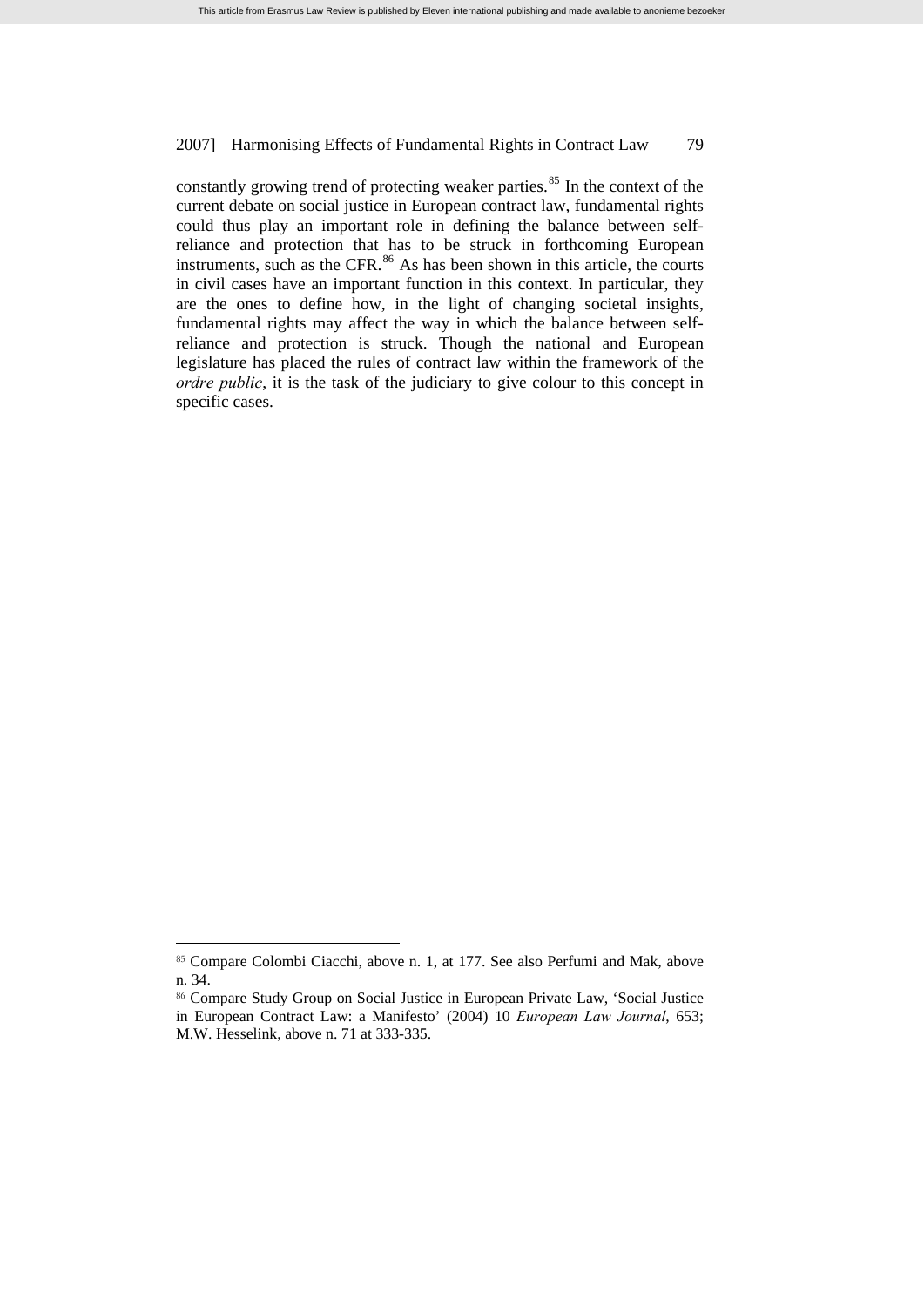constantly growing trend of protecting weaker parties.[85] In the context of the current debate on social justice in European contract law, fundamental rights could thus play an important role in defining the balance between self-reliance and protection that has to be struck in forthcoming European instruments, such as the CFR.[86] As has been shown in this article, the courts in civil cases have an important function in this context. In particular, they are the ones to define how, in the light of changing societal insights, fundamental rights may affect the way in which the balance between self-reliance and protection is struck. Though the national and European legislature has placed the rules of contract law within the framework of the *ordre public*, it is the task of the judiciary to give colour to this concept in specific cases.

---

[85] Compare Colombi Ciacchi, above n. 1, at 177. See also Perfumi and Mak, above n. 34.

[86] Compare Study Group on Social Justice in European Private Law, 'Social Justice in European Contract Law: a Manifesto' (2004) 10 *European Law Journal*, 653; M.W. Hesselink, above n. 71 at 333-335.